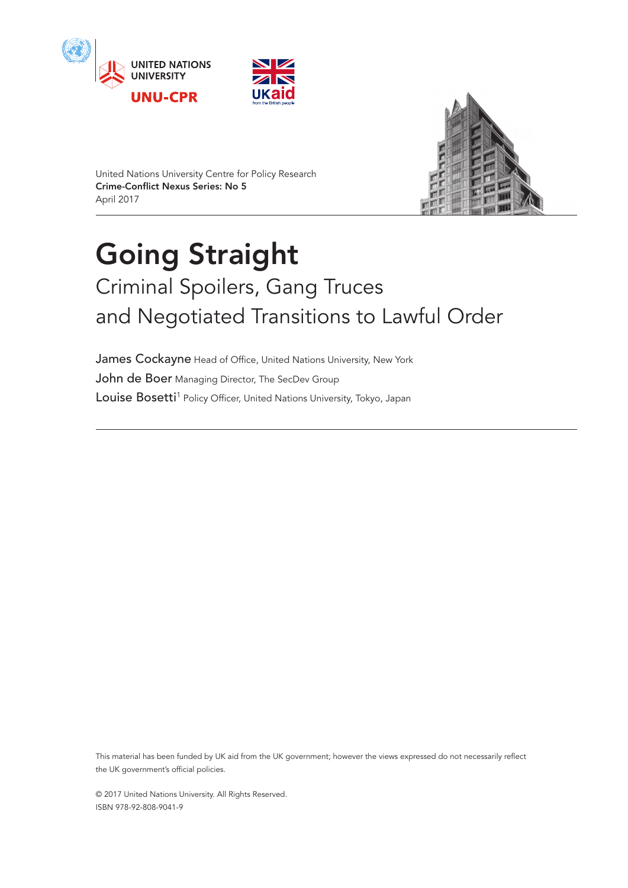United Nations University Centre for Policy Research
**Crime-Conflict Nexus Series: No 5**
April 2017

# Going Straight

## Criminal Spoilers, Gang Truces and Negotiated Transitions to Lawful Order

James Cockayne Head of Office, United Nations University, New York
John de Boer Managing Director, The SecDev Group
Louise Bosetti[1] Policy Officer, United Nations University, Tokyo, Japan

This material has been funded by UK aid from the UK government; however the views expressed do not necessarily reflect the UK government's official policies.

© 2017 United Nations University. All Rights Reserved.
ISBN 978-92-808-9041-9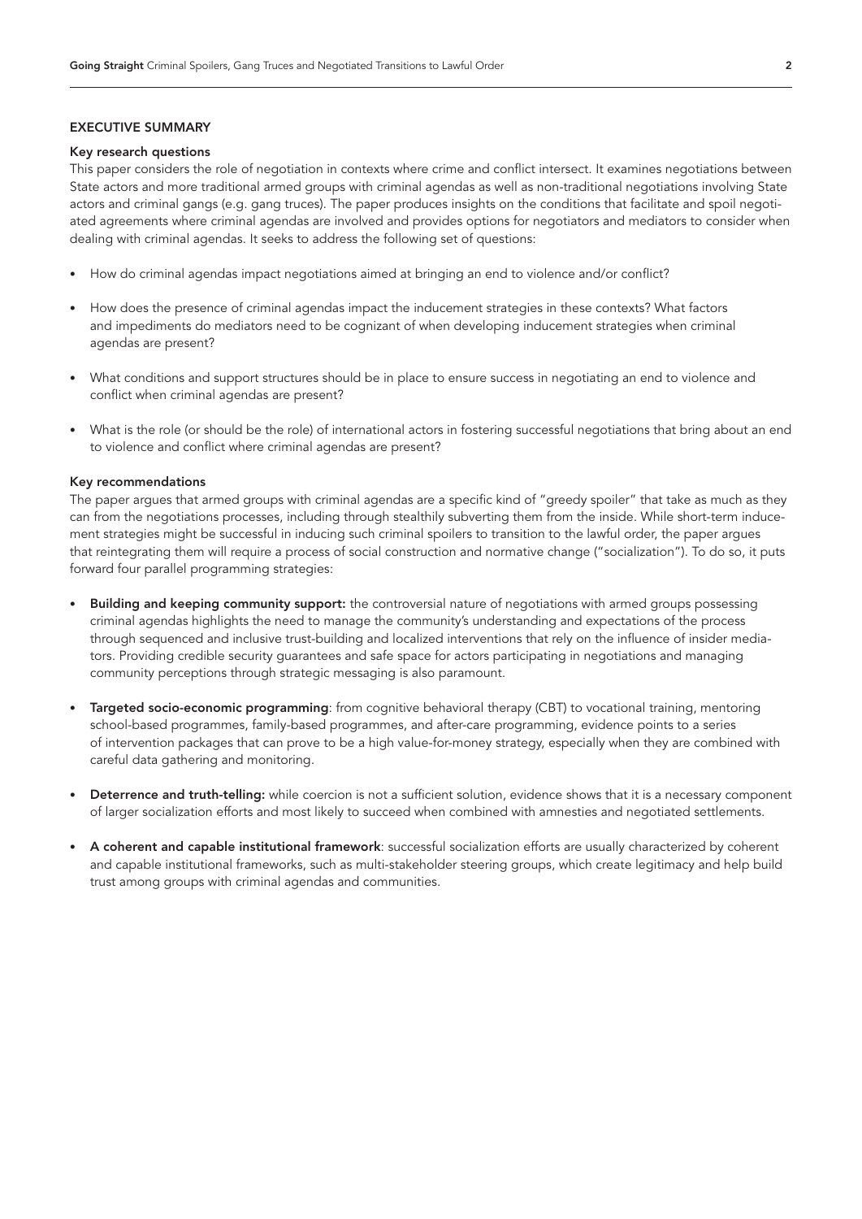## EXECUTIVE SUMMARY

### Key research questions

This paper considers the role of negotiation in contexts where crime and conflict intersect. It examines negotiations between State actors and more traditional armed groups with criminal agendas as well as non-traditional negotiations involving State actors and criminal gangs (e.g. gang truces). The paper produces insights on the conditions that facilitate and spoil negotiated agreements where criminal agendas are involved and provides options for negotiators and mediators to consider when dealing with criminal agendas. It seeks to address the following set of questions:

- How do criminal agendas impact negotiations aimed at bringing an end to violence and/or conflict?
- How does the presence of criminal agendas impact the inducement strategies in these contexts? What factors and impediments do mediators need to be cognizant of when developing inducement strategies when criminal agendas are present?
- What conditions and support structures should be in place to ensure success in negotiating an end to violence and conflict when criminal agendas are present?
- What is the role (or should be the role) of international actors in fostering successful negotiations that bring about an end to violence and conflict where criminal agendas are present?

### Key recommendations

The paper argues that armed groups with criminal agendas are a specific kind of "greedy spoiler" that take as much as they can from the negotiations processes, including through stealthily subverting them from the inside. While short-term inducement strategies might be successful in inducing such criminal spoilers to transition to the lawful order, the paper argues that reintegrating them will require a process of social construction and normative change ("socialization"). To do so, it puts forward four parallel programming strategies:

- **Building and keeping community support:** the controversial nature of negotiations with armed groups possessing criminal agendas highlights the need to manage the community's understanding and expectations of the process through sequenced and inclusive trust-building and localized interventions that rely on the influence of insider mediators. Providing credible security guarantees and safe space for actors participating in negotiations and managing community perceptions through strategic messaging is also paramount.
- **Targeted socio-economic programming**: from cognitive behavioral therapy (CBT) to vocational training, mentoring school-based programmes, family-based programmes, and after-care programming, evidence points to a series of intervention packages that can prove to be a high value-for-money strategy, especially when they are combined with careful data gathering and monitoring.
- **Deterrence and truth-telling:** while coercion is not a sufficient solution, evidence shows that it is a necessary component of larger socialization efforts and most likely to succeed when combined with amnesties and negotiated settlements.
- **A coherent and capable institutional framework**: successful socialization efforts are usually characterized by coherent and capable institutional frameworks, such as multi-stakeholder steering groups, which create legitimacy and help build trust among groups with criminal agendas and communities.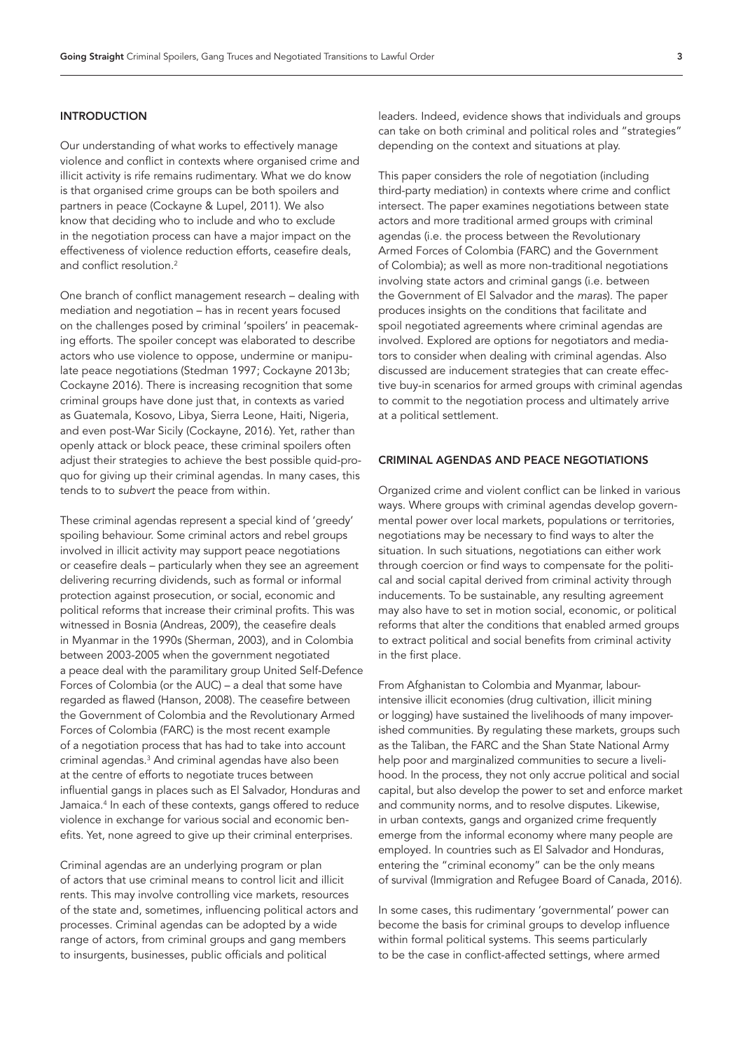## INTRODUCTION

Our understanding of what works to effectively manage violence and conflict in contexts where organised crime and illicit activity is rife remains rudimentary. What we do know is that organised crime groups can be both spoilers and partners in peace (Cockayne & Lupel, 2011). We also know that deciding who to include and who to exclude in the negotiation process can have a major impact on the effectiveness of violence reduction efforts, ceasefire deals, and conflict resolution.[2]

One branch of conflict management research – dealing with mediation and negotiation – has in recent years focused on the challenges posed by criminal 'spoilers' in peacemaking efforts. The spoiler concept was elaborated to describe actors who use violence to oppose, undermine or manipulate peace negotiations (Stedman 1997; Cockayne 2013b; Cockayne 2016). There is increasing recognition that some criminal groups have done just that, in contexts as varied as Guatemala, Kosovo, Libya, Sierra Leone, Haiti, Nigeria, and even post-War Sicily (Cockayne, 2016). Yet, rather than openly attack or block peace, these criminal spoilers often adjust their strategies to achieve the best possible quid-pro-quo for giving up their criminal agendas. In many cases, this tends to to *subvert* the peace from within.

These criminal agendas represent a special kind of 'greedy' spoiling behaviour. Some criminal actors and rebel groups involved in illicit activity may support peace negotiations or ceasefire deals – particularly when they see an agreement delivering recurring dividends, such as formal or informal protection against prosecution, or social, economic and political reforms that increase their criminal profits. This was witnessed in Bosnia (Andreas, 2009), the ceasefire deals in Myanmar in the 1990s (Sherman, 2003), and in Colombia between 2003-2005 when the government negotiated a peace deal with the paramilitary group United Self-Defence Forces of Colombia (or the AUC) – a deal that some have regarded as flawed (Hanson, 2008). The ceasefire between the Government of Colombia and the Revolutionary Armed Forces of Colombia (FARC) is the most recent example of a negotiation process that has had to take into account criminal agendas.[3] And criminal agendas have also been at the centre of efforts to negotiate truces between influential gangs in places such as El Salvador, Honduras and Jamaica.[4] In each of these contexts, gangs offered to reduce violence in exchange for various social and economic benefits. Yet, none agreed to give up their criminal enterprises.

Criminal agendas are an underlying program or plan of actors that use criminal means to control licit and illicit rents. This may involve controlling vice markets, resources of the state and, sometimes, influencing political actors and processes. Criminal agendas can be adopted by a wide range of actors, from criminal groups and gang members to insurgents, businesses, public officials and political leaders. Indeed, evidence shows that individuals and groups can take on both criminal and political roles and "strategies" depending on the context and situations at play.

This paper considers the role of negotiation (including third-party mediation) in contexts where crime and conflict intersect. The paper examines negotiations between state actors and more traditional armed groups with criminal agendas (i.e. the process between the Revolutionary Armed Forces of Colombia (FARC) and the Government of Colombia); as well as more non-traditional negotiations involving state actors and criminal gangs (i.e. between the Government of El Salvador and the *maras*). The paper produces insights on the conditions that facilitate and spoil negotiated agreements where criminal agendas are involved. Explored are options for negotiators and mediators to consider when dealing with criminal agendas. Also discussed are inducement strategies that can create effective buy-in scenarios for armed groups with criminal agendas to commit to the negotiation process and ultimately arrive at a political settlement.

## CRIMINAL AGENDAS AND PEACE NEGOTIATIONS

Organized crime and violent conflict can be linked in various ways. Where groups with criminal agendas develop governmental power over local markets, populations or territories, negotiations may be necessary to find ways to alter the situation. In such situations, negotiations can either work through coercion or find ways to compensate for the political and social capital derived from criminal activity through inducements. To be sustainable, any resulting agreement may also have to set in motion social, economic, or political reforms that alter the conditions that enabled armed groups to extract political and social benefits from criminal activity in the first place.

From Afghanistan to Colombia and Myanmar, labour-intensive illicit economies (drug cultivation, illicit mining or logging) have sustained the livelihoods of many impoverished communities. By regulating these markets, groups such as the Taliban, the FARC and the Shan State National Army help poor and marginalized communities to secure a livelihood. In the process, they not only accrue political and social capital, but also develop the power to set and enforce market and community norms, and to resolve disputes. Likewise, in urban contexts, gangs and organized crime frequently emerge from the informal economy where many people are employed. In countries such as El Salvador and Honduras, entering the "criminal economy" can be the only means of survival (Immigration and Refugee Board of Canada, 2016).

In some cases, this rudimentary 'governmental' power can become the basis for criminal groups to develop influence within formal political systems. This seems particularly to be the case in conflict-affected settings, where armed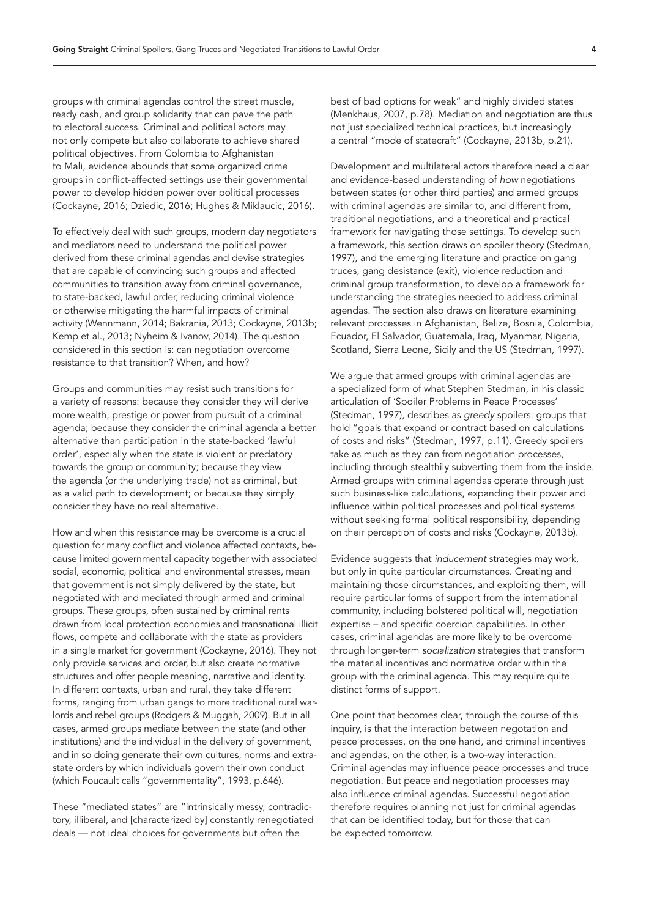groups with criminal agendas control the street muscle, ready cash, and group solidarity that can pave the path to electoral success. Criminal and political actors may not only compete but also collaborate to achieve shared political objectives. From Colombia to Afghanistan to Mali, evidence abounds that some organized crime groups in conflict-affected settings use their governmental power to develop hidden power over political processes (Cockayne, 2016; Dziedic, 2016; Hughes & Miklaucic, 2016).

To effectively deal with such groups, modern day negotiators and mediators need to understand the political power derived from these criminal agendas and devise strategies that are capable of convincing such groups and affected communities to transition away from criminal governance, to state-backed, lawful order, reducing criminal violence or otherwise mitigating the harmful impacts of criminal activity (Wennmann, 2014; Bakrania, 2013; Cockayne, 2013b; Kemp et al., 2013; Nyheim & Ivanov, 2014). The question considered in this section is: can negotiation overcome resistance to that transition? When, and how?

Groups and communities may resist such transitions for a variety of reasons: because they consider they will derive more wealth, prestige or power from pursuit of a criminal agenda; because they consider the criminal agenda a better alternative than participation in the state-backed 'lawful order', especially when the state is violent or predatory towards the group or community; because they view the agenda (or the underlying trade) not as criminal, but as a valid path to development; or because they simply consider they have no real alternative.

How and when this resistance may be overcome is a crucial question for many conflict and violence affected contexts, because limited governmental capacity together with associated social, economic, political and environmental stresses, mean that government is not simply delivered by the state, but negotiated with and mediated through armed and criminal groups. These groups, often sustained by criminal rents drawn from local protection economies and transnational illicit flows, compete and collaborate with the state as providers in a single market for government (Cockayne, 2016). They not only provide services and order, but also create normative structures and offer people meaning, narrative and identity. In different contexts, urban and rural, they take different forms, ranging from urban gangs to more traditional rural warlords and rebel groups (Rodgers & Muggah, 2009). But in all cases, armed groups mediate between the state (and other institutions) and the individual in the delivery of government, and in so doing generate their own cultures, norms and extra-state orders by which individuals govern their own conduct (which Foucault calls "governmentality", 1993, p.646).

These "mediated states" are "intrinsically messy, contradictory, illiberal, and [characterized by] constantly renegotiated deals — not ideal choices for governments but often the best of bad options for weak" and highly divided states (Menkhaus, 2007, p.78). Mediation and negotiation are thus not just specialized technical practices, but increasingly a central "mode of statecraft" (Cockayne, 2013b, p.21).

Development and multilateral actors therefore need a clear and evidence-based understanding of *how* negotiations between states (or other third parties) and armed groups with criminal agendas are similar to, and different from, traditional negotiations, and a theoretical and practical framework for navigating those settings. To develop such a framework, this section draws on spoiler theory (Stedman, 1997), and the emerging literature and practice on gang truces, gang desistance (exit), violence reduction and criminal group transformation, to develop a framework for understanding the strategies needed to address criminal agendas. The section also draws on literature examining relevant processes in Afghanistan, Belize, Bosnia, Colombia, Ecuador, El Salvador, Guatemala, Iraq, Myanmar, Nigeria, Scotland, Sierra Leone, Sicily and the US (Stedman, 1997).

We argue that armed groups with criminal agendas are a specialized form of what Stephen Stedman, in his classic articulation of 'Spoiler Problems in Peace Processes' (Stedman, 1997), describes as *greedy* spoilers: groups that hold "goals that expand or contract based on calculations of costs and risks" (Stedman, 1997, p.11). Greedy spoilers take as much as they can from negotiation processes, including through stealthily subverting them from the inside. Armed groups with criminal agendas operate through just such business-like calculations, expanding their power and influence within political processes and political systems without seeking formal political responsibility, depending on their perception of costs and risks (Cockayne, 2013b).

Evidence suggests that *inducement* strategies may work, but only in quite particular circumstances. Creating and maintaining those circumstances, and exploiting them, will require particular forms of support from the international community, including bolstered political will, negotiation expertise – and specific coercion capabilities. In other cases, criminal agendas are more likely to be overcome through longer-term *socialization* strategies that transform the material incentives and normative order within the group with the criminal agenda. This may require quite distinct forms of support.

One point that becomes clear, through the course of this inquiry, is that the interaction between negotation and peace processes, on the one hand, and criminal incentives and agendas, on the other, is a two-way interaction. Criminal agendas may influence peace processes and truce negotiation. But peace and negotiation processes may also influence criminal agendas. Successful negotiation therefore requires planning not just for criminal agendas that can be identified today, but for those that can be expected tomorrow.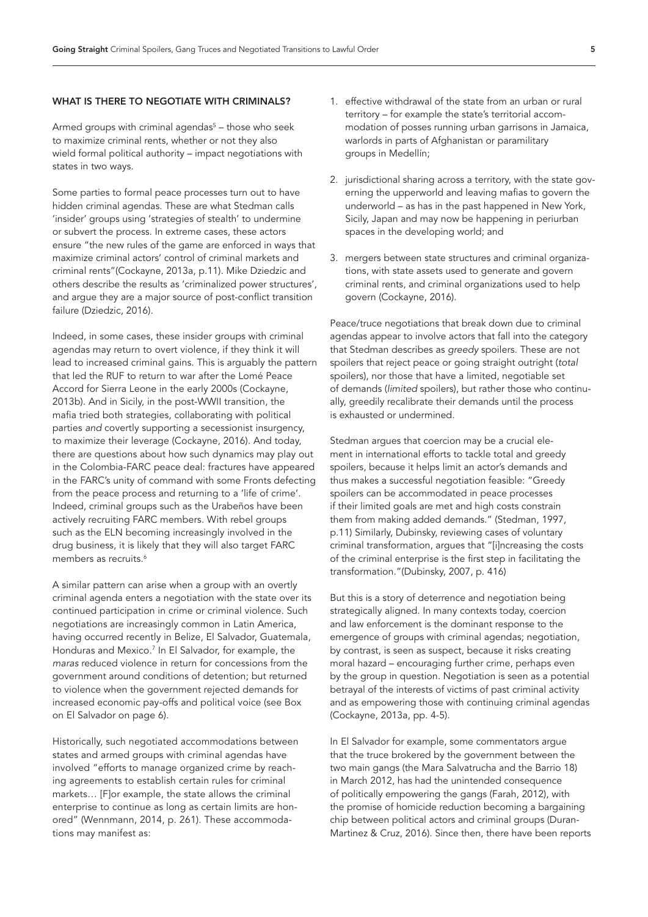## WHAT IS THERE TO NEGOTIATE WITH CRIMINALS?

Armed groups with criminal agendas[5] – those who seek to maximize criminal rents, whether or not they also wield formal political authority – impact negotiations with states in two ways.

Some parties to formal peace processes turn out to have hidden criminal agendas. These are what Stedman calls 'insider' groups using 'strategies of stealth' to undermine or subvert the process. In extreme cases, these actors ensure "the new rules of the game are enforced in ways that maximize criminal actors' control of criminal markets and criminal rents"(Cockayne, 2013a, p.11). Mike Dziedzic and others describe the results as 'criminalized power structures', and argue they are a major source of post-conflict transition failure (Dziedzic, 2016).

Indeed, in some cases, these insider groups with criminal agendas may return to overt violence, if they think it will lead to increased criminal gains. This is arguably the pattern that led the RUF to return to war after the Lomé Peace Accord for Sierra Leone in the early 2000s (Cockayne, 2013b). And in Sicily, in the post-WWII transition, the mafia tried both strategies, collaborating with political parties *and* covertly supporting a secessionist insurgency, to maximize their leverage (Cockayne, 2016). And today, there are questions about how such dynamics may play out in the Colombia-FARC peace deal: fractures have appeared in the FARC's unity of command with some Fronts defecting from the peace process and returning to a 'life of crime'. Indeed, criminal groups such as the Urabeños have been actively recruiting FARC members. With rebel groups such as the ELN becoming increasingly involved in the drug business, it is likely that they will also target FARC members as recruits.[6]

A similar pattern can arise when a group with an overtly criminal agenda enters a negotiation with the state over its continued participation in crime or criminal violence. Such negotiations are increasingly common in Latin America, having occurred recently in Belize, El Salvador, Guatemala, Honduras and Mexico.[7] In El Salvador, for example, the *maras* reduced violence in return for concessions from the government around conditions of detention; but returned to violence when the government rejected demands for increased economic pay-offs and political voice (see Box on El Salvador on page 6).

Historically, such negotiated accommodations between states and armed groups with criminal agendas have involved "efforts to manage organized crime by reaching agreements to establish certain rules for criminal markets… [F]or example, the state allows the criminal enterprise to continue as long as certain limits are honored" (Wennmann, 2014, p. 261). These accommodations may manifest as:

1. effective withdrawal of the state from an urban or rural territory – for example the state's territorial accommodation of posses running urban garrisons in Jamaica, warlords in parts of Afghanistan or paramilitary groups in Medellín;
2. jurisdictional sharing across a territory, with the state governing the upperworld and leaving mafias to govern the underworld – as has in the past happened in New York, Sicily, Japan and may now be happening in periurban spaces in the developing world; and
3. mergers between state structures and criminal organizations, with state assets used to generate and govern criminal rents, and criminal organizations used to help govern (Cockayne, 2016).

Peace/truce negotiations that break down due to criminal agendas appear to involve actors that fall into the category that Stedman describes as *greedy* spoilers. These are not spoilers that reject peace or going straight outright (*total* spoilers), nor those that have a limited, negotiable set of demands (*limited* spoilers), but rather those who continually, greedily recalibrate their demands until the process is exhausted or undermined.

Stedman argues that coercion may be a crucial element in international efforts to tackle total and greedy spoilers, because it helps limit an actor's demands and thus makes a successful negotiation feasible: "Greedy spoilers can be accommodated in peace processes if their limited goals are met and high costs constrain them from making added demands." (Stedman, 1997, p.11) Similarly, Dubinsky, reviewing cases of voluntary criminal transformation, argues that "[i]ncreasing the costs of the criminal enterprise is the first step in facilitating the transformation."(Dubinsky, 2007, p. 416)

But this is a story of deterrence and negotiation being strategically aligned. In many contexts today, coercion and law enforcement is the dominant response to the emergence of groups with criminal agendas; negotiation, by contrast, is seen as suspect, because it risks creating moral hazard – encouraging further crime, perhaps even by the group in question. Negotiation is seen as a potential betrayal of the interests of victims of past criminal activity and as empowering those with continuing criminal agendas (Cockayne, 2013a, pp. 4-5).

In El Salvador for example, some commentators argue that the truce brokered by the government between the two main gangs (the Mara Salvatrucha and the Barrio 18) in March 2012, has had the unintended consequence of politically empowering the gangs (Farah, 2012), with the promise of homicide reduction becoming a bargaining chip between political actors and criminal groups (Duran-Martinez & Cruz, 2016). Since then, there have been reports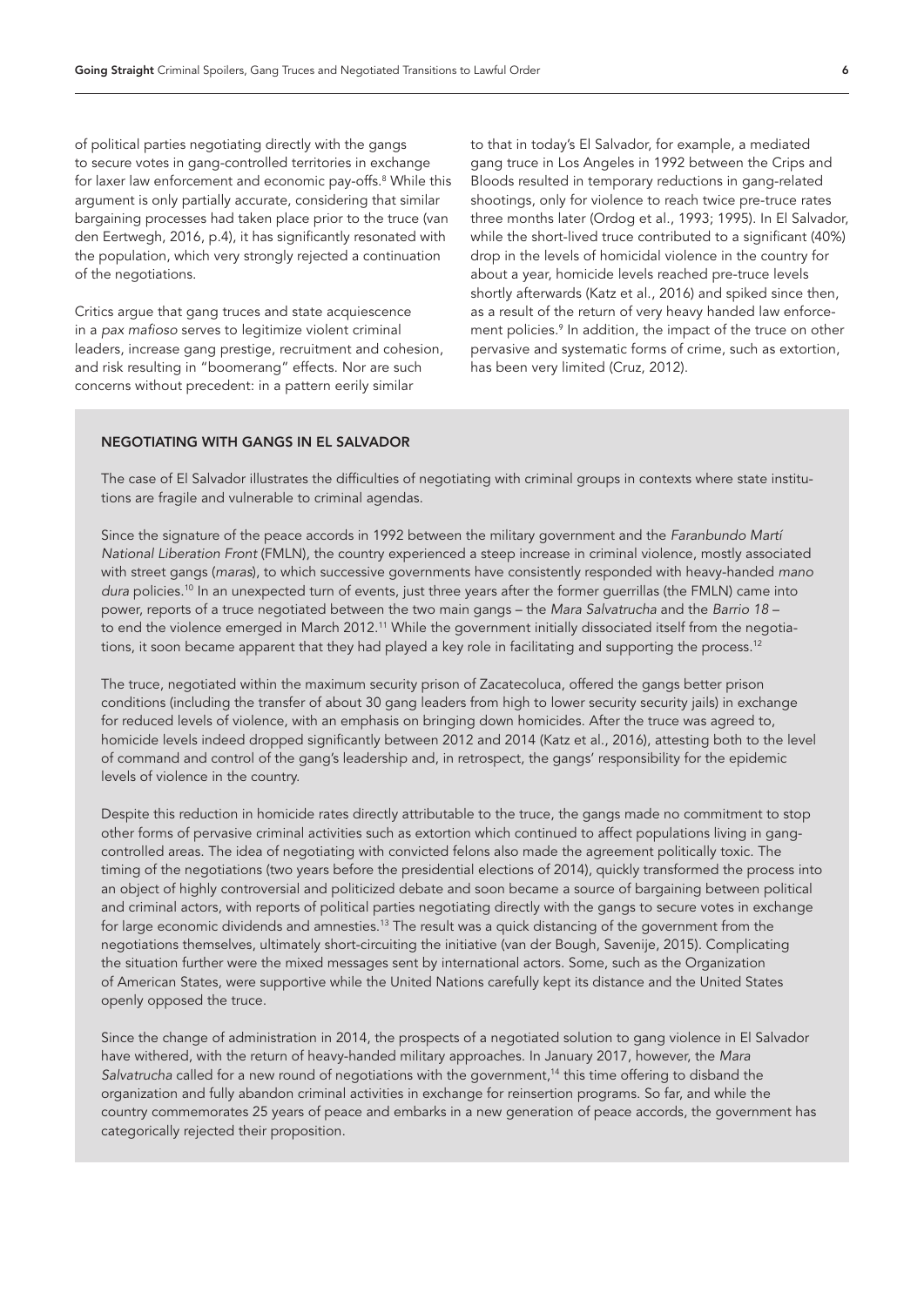of political parties negotiating directly with the gangs to secure votes in gang-controlled territories in exchange for laxer law enforcement and economic pay-offs.[8] While this argument is only partially accurate, considering that similar bargaining processes had taken place prior to the truce (van den Eertwegh, 2016, p.4), it has significantly resonated with the population, which very strongly rejected a continuation of the negotiations.

Critics argue that gang truces and state acquiescence in a *pax mafioso* serves to legitimize violent criminal leaders, increase gang prestige, recruitment and cohesion, and risk resulting in "boomerang" effects. Nor are such concerns without precedent: in a pattern eerily similar to that in today's El Salvador, for example, a mediated gang truce in Los Angeles in 1992 between the Crips and Bloods resulted in temporary reductions in gang-related shootings, only for violence to reach twice pre-truce rates three months later (Ordog et al., 1993; 1995). In El Salvador, while the short-lived truce contributed to a significant (40%) drop in the levels of homicidal violence in the country for about a year, homicide levels reached pre-truce levels shortly afterwards (Katz et al., 2016) and spiked since then, as a result of the return of very heavy handed law enforcement policies.[9] In addition, the impact of the truce on other pervasive and systematic forms of crime, such as extortion, has been very limited (Cruz, 2012).

## NEGOTIATING WITH GANGS IN EL SALVADOR

The case of El Salvador illustrates the difficulties of negotiating with criminal groups in contexts where state institutions are fragile and vulnerable to criminal agendas.

Since the signature of the peace accords in 1992 between the military government and the *Faranbundo Martí National Liberation Front* (FMLN), the country experienced a steep increase in criminal violence, mostly associated with street gangs (*maras*), to which successive governments have consistently responded with heavy-handed *mano dura* policies.[10] In an unexpected turn of events, just three years after the former guerrillas (the FMLN) came into power, reports of a truce negotiated between the two main gangs – the *Mara Salvatrucha* and the *Barrio 18* – to end the violence emerged in March 2012.[11] While the government initially dissociated itself from the negotiations, it soon became apparent that they had played a key role in facilitating and supporting the process.[12]

The truce, negotiated within the maximum security prison of Zacatecoluca, offered the gangs better prison conditions (including the transfer of about 30 gang leaders from high to lower security security jails) in exchange for reduced levels of violence, with an emphasis on bringing down homicides. After the truce was agreed to, homicide levels indeed dropped significantly between 2012 and 2014 (Katz et al., 2016), attesting both to the level of command and control of the gang's leadership and, in retrospect, the gangs' responsibility for the epidemic levels of violence in the country.

Despite this reduction in homicide rates directly attributable to the truce, the gangs made no commitment to stop other forms of pervasive criminal activities such as extortion which continued to affect populations living in gang-controlled areas. The idea of negotiating with convicted felons also made the agreement politically toxic. The timing of the negotiations (two years before the presidential elections of 2014), quickly transformed the process into an object of highly controversial and politicized debate and soon became a source of bargaining between political and criminal actors, with reports of political parties negotiating directly with the gangs to secure votes in exchange for large economic dividends and amnesties.[13] The result was a quick distancing of the government from the negotiations themselves, ultimately short-circuiting the initiative (van der Bough, Savenije, 2015). Complicating the situation further were the mixed messages sent by international actors. Some, such as the Organization of American States, were supportive while the United Nations carefully kept its distance and the United States openly opposed the truce.

Since the change of administration in 2014, the prospects of a negotiated solution to gang violence in El Salvador have withered, with the return of heavy-handed military approaches. In January 2017, however, the *Mara Salvatrucha* called for a new round of negotiations with the government,[14] this time offering to disband the organization and fully abandon criminal activities in exchange for reinsertion programs. So far, and while the country commemorates 25 years of peace and embarks in a new generation of peace accords, the government has categorically rejected their proposition.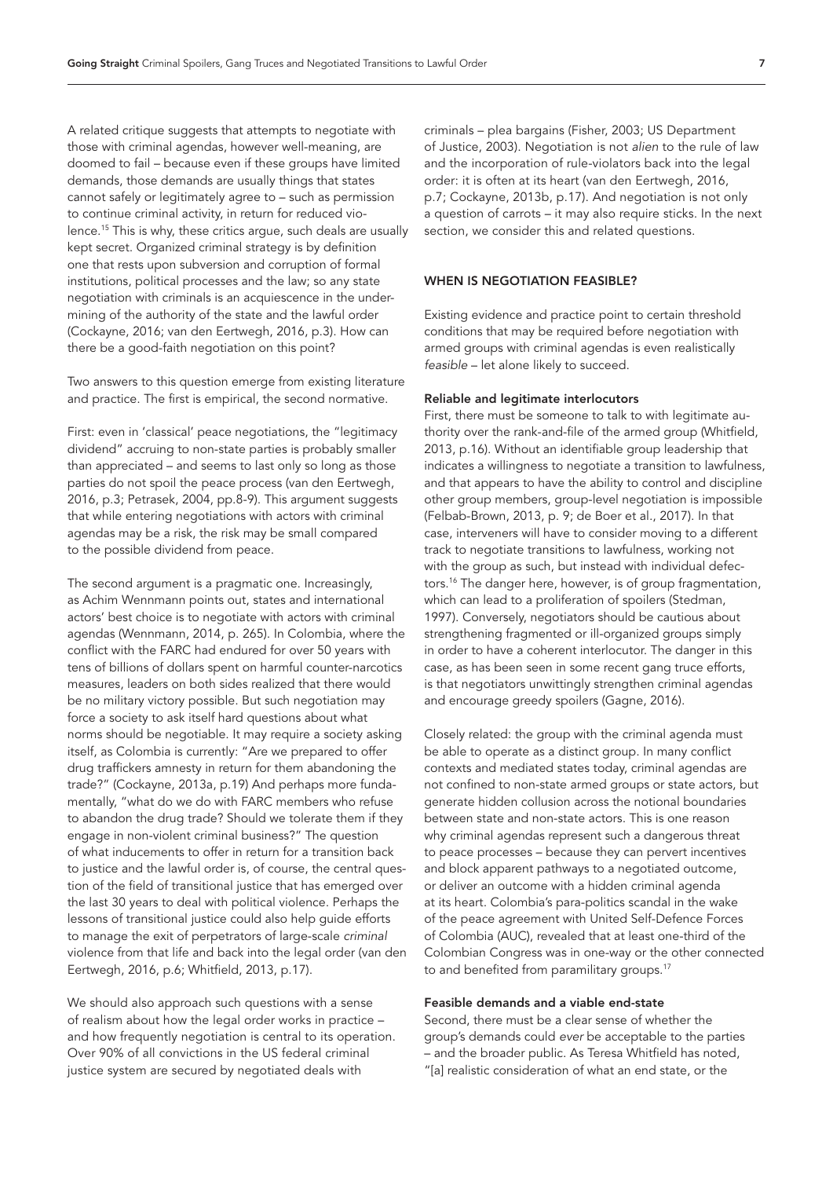A related critique suggests that attempts to negotiate with those with criminal agendas, however well-meaning, are doomed to fail – because even if these groups have limited demands, those demands are usually things that states cannot safely or legitimately agree to – such as permission to continue criminal activity, in return for reduced violence.[15] This is why, these critics argue, such deals are usually kept secret. Organized criminal strategy is by definition one that rests upon subversion and corruption of formal institutions, political processes and the law; so any state negotiation with criminals is an acquiescence in the undermining of the authority of the state and the lawful order (Cockayne, 2016; van den Eertwegh, 2016, p.3). How can there be a good-faith negotiation on this point?

Two answers to this question emerge from existing literature and practice. The first is empirical, the second normative.

First: even in 'classical' peace negotiations, the "legitimacy dividend" accruing to non-state parties is probably smaller than appreciated – and seems to last only so long as those parties do not spoil the peace process (van den Eertwegh, 2016, p.3; Petrasek, 2004, pp.8-9). This argument suggests that while entering negotiations with actors with criminal agendas may be a risk, the risk may be small compared to the possible dividend from peace.

The second argument is a pragmatic one. Increasingly, as Achim Wennmann points out, states and international actors' best choice is to negotiate with actors with criminal agendas (Wennmann, 2014, p. 265). In Colombia, where the conflict with the FARC had endured for over 50 years with tens of billions of dollars spent on harmful counter-narcotics measures, leaders on both sides realized that there would be no military victory possible. But such negotiation may force a society to ask itself hard questions about what norms should be negotiable. It may require a society asking itself, as Colombia is currently: "Are we prepared to offer drug traffickers amnesty in return for them abandoning the trade?" (Cockayne, 2013a, p.19) And perhaps more fundamentally, "what do we do with FARC members who refuse to abandon the drug trade? Should we tolerate them if they engage in non-violent criminal business?" The question of what inducements to offer in return for a transition back to justice and the lawful order is, of course, the central question of the field of transitional justice that has emerged over the last 30 years to deal with political violence. Perhaps the lessons of transitional justice could also help guide efforts to manage the exit of perpetrators of large-scale *criminal* violence from that life and back into the legal order (van den Eertwegh, 2016, p.6; Whitfield, 2013, p.17).

We should also approach such questions with a sense of realism about how the legal order works in practice – and how frequently negotiation is central to its operation. Over 90% of all convictions in the US federal criminal justice system are secured by negotiated deals with criminals – plea bargains (Fisher, 2003; US Department of Justice, 2003). Negotiation is not *alien* to the rule of law and the incorporation of rule-violators back into the legal order: it is often at its heart (van den Eertwegh, 2016, p.7; Cockayne, 2013b, p.17). And negotiation is not only a question of carrots – it may also require sticks. In the next section, we consider this and related questions.

## WHEN IS NEGOTIATION FEASIBLE?

Existing evidence and practice point to certain threshold conditions that may be required before negotiation with armed groups with criminal agendas is even realistically *feasible* – let alone likely to succeed.

### Reliable and legitimate interlocutors

First, there must be someone to talk to with legitimate authority over the rank-and-file of the armed group (Whitfield, 2013, p.16). Without an identifiable group leadership that indicates a willingness to negotiate a transition to lawfulness, and that appears to have the ability to control and discipline other group members, group-level negotiation is impossible (Felbab-Brown, 2013, p. 9; de Boer et al., 2017). In that case, interveners will have to consider moving to a different track to negotiate transitions to lawfulness, working not with the group as such, but instead with individual defectors.[16] The danger here, however, is of group fragmentation, which can lead to a proliferation of spoilers (Stedman, 1997). Conversely, negotiators should be cautious about strengthening fragmented or ill-organized groups simply in order to have a coherent interlocutor. The danger in this case, as has been seen in some recent gang truce efforts, is that negotiators unwittingly strengthen criminal agendas and encourage greedy spoilers (Gagne, 2016).

Closely related: the group with the criminal agenda must be able to operate as a distinct group. In many conflict contexts and mediated states today, criminal agendas are not confined to non-state armed groups or state actors, but generate hidden collusion across the notional boundaries between state and non-state actors. This is one reason why criminal agendas represent such a dangerous threat to peace processes – because they can pervert incentives and block apparent pathways to a negotiated outcome, or deliver an outcome with a hidden criminal agenda at its heart. Colombia's para-politics scandal in the wake of the peace agreement with United Self-Defence Forces of Colombia (AUC), revealed that at least one-third of the Colombian Congress was in one-way or the other connected to and benefited from paramilitary groups.[17]

### Feasible demands and a viable end-state

Second, there must be a clear sense of whether the group's demands could *ever* be acceptable to the parties – and the broader public. As Teresa Whitfield has noted, "[a] realistic consideration of what an end state, or the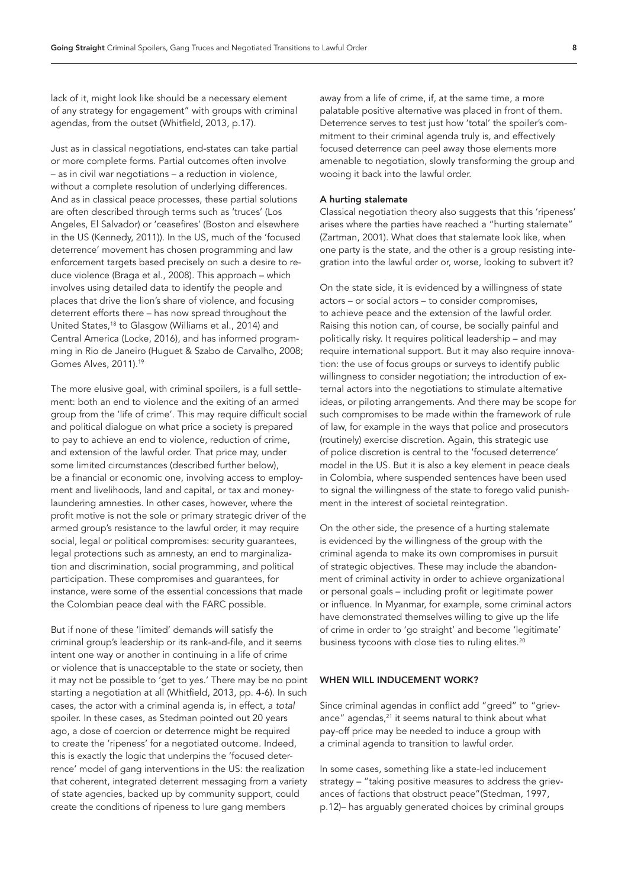lack of it, might look like should be a necessary element of any strategy for engagement" with groups with criminal agendas, from the outset (Whitfield, 2013, p.17).

Just as in classical negotiations, end-states can take partial or more complete forms. Partial outcomes often involve – as in civil war negotiations – a reduction in violence, without a complete resolution of underlying differences. And as in classical peace processes, these partial solutions are often described through terms such as 'truces' (Los Angeles, El Salvador) or 'ceasefires' (Boston and elsewhere in the US (Kennedy, 2011)). In the US, much of the 'focused deterrence' movement has chosen programming and law enforcement targets based precisely on such a desire to reduce violence (Braga et al., 2008). This approach – which involves using detailed data to identify the people and places that drive the lion's share of violence, and focusing deterrent efforts there – has now spread throughout the United States,[18] to Glasgow (Williams et al., 2014) and Central America (Locke, 2016), and has informed programming in Rio de Janeiro (Huguet & Szabo de Carvalho, 2008; Gomes Alves, 2011).[19]

The more elusive goal, with criminal spoilers, is a full settlement: both an end to violence and the exiting of an armed group from the 'life of crime'. This may require difficult social and political dialogue on what price a society is prepared to pay to achieve an end to violence, reduction of crime, and extension of the lawful order. That price may, under some limited circumstances (described further below), be a financial or economic one, involving access to employment and livelihoods, land and capital, or tax and money-laundering amnesties. In other cases, however, where the profit motive is not the sole or primary strategic driver of the armed group's resistance to the lawful order, it may require social, legal or political compromises: security guarantees, legal protections such as amnesty, an end to marginalization and discrimination, social programming, and political participation. These compromises and guarantees, for instance, were some of the essential concessions that made the Colombian peace deal with the FARC possible.

But if none of these 'limited' demands will satisfy the criminal group's leadership or its rank-and-file, and it seems intent one way or another in continuing in a life of crime or violence that is unacceptable to the state or society, then it may not be possible to 'get to yes.' There may be no point starting a negotiation at all (Whitfield, 2013, pp. 4-6). In such cases, the actor with a criminal agenda is, in effect, a *total* spoiler. In these cases, as Stedman pointed out 20 years ago, a dose of coercion or deterrence might be required to create the 'ripeness' for a negotiated outcome. Indeed, this is exactly the logic that underpins the 'focused deterrence' model of gang interventions in the US: the realization that coherent, integrated deterrent messaging from a variety of state agencies, backed up by community support, could create the conditions of ripeness to lure gang members away from a life of crime, if, at the same time, a more palatable positive alternative was placed in front of them. Deterrence serves to test just how 'total' the spoiler's commitment to their criminal agenda truly is, and effectively focused deterrence can peel away those elements more amenable to negotiation, slowly transforming the group and wooing it back into the lawful order.

### A hurting stalemate

Classical negotiation theory also suggests that this 'ripeness' arises where the parties have reached a "hurting stalemate" (Zartman, 2001). What does that stalemate look like, when one party is the state, and the other is a group resisting integration into the lawful order or, worse, looking to subvert it?

On the state side, it is evidenced by a willingness of state actors – or social actors – to consider compromises, to achieve peace and the extension of the lawful order. Raising this notion can, of course, be socially painful and politically risky. It requires political leadership – and may require international support. But it may also require innovation: the use of focus groups or surveys to identify public willingness to consider negotiation; the introduction of external actors into the negotiations to stimulate alternative ideas, or piloting arrangements. And there may be scope for such compromises to be made within the framework of rule of law, for example in the ways that police and prosecutors (routinely) exercise discretion. Again, this strategic use of police discretion is central to the 'focused deterrence' model in the US. But it is also a key element in peace deals in Colombia, where suspended sentences have been used to signal the willingness of the state to forego valid punishment in the interest of societal reintegration.

On the other side, the presence of a hurting stalemate is evidenced by the willingness of the group with the criminal agenda to make its own compromises in pursuit of strategic objectives. These may include the abandonment of criminal activity in order to achieve organizational or personal goals – including profit or legitimate power or influence. In Myanmar, for example, some criminal actors have demonstrated themselves willing to give up the life of crime in order to 'go straight' and become 'legitimate' business tycoons with close ties to ruling elites.[20]

## WHEN WILL INDUCEMENT WORK?

Since criminal agendas in conflict add "greed" to "grievance" agendas,[21] it seems natural to think about what pay-off price may be needed to induce a group with a criminal agenda to transition to lawful order.

In some cases, something like a state-led inducement strategy – "taking positive measures to address the grievances of factions that obstruct peace"(Stedman, 1997, p.12)– has arguably generated choices by criminal groups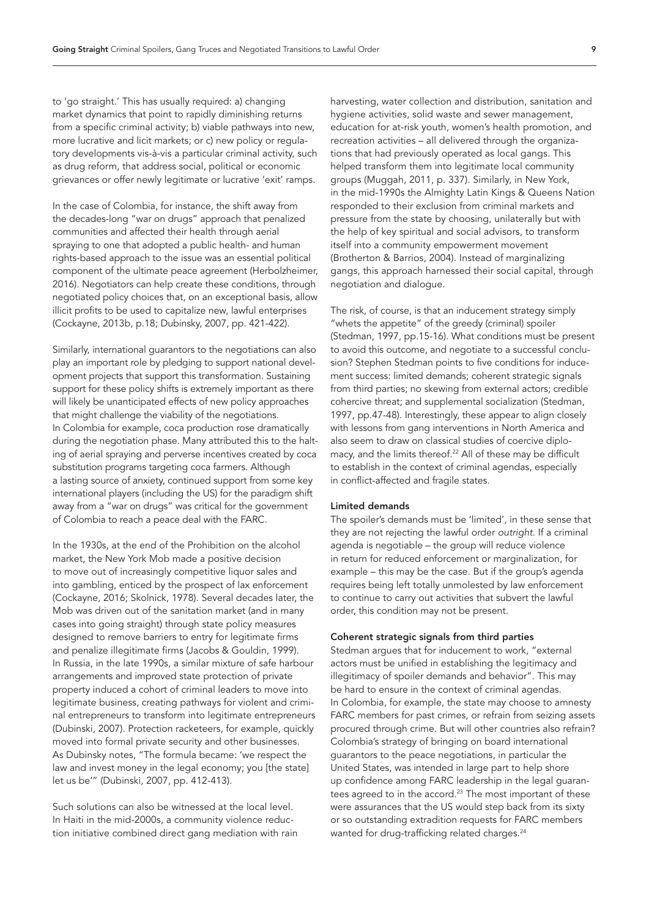to 'go straight.' This has usually required: a) changing market dynamics that point to rapidly diminishing returns from a specific criminal activity; b) viable pathways into new, more lucrative and licit markets; or c) new policy or regulatory developments vis-à-vis a particular criminal activity, such as drug reform, that address social, political or economic grievances or offer newly legitimate or lucrative 'exit' ramps.

In the case of Colombia, for instance, the shift away from the decades-long "war on drugs" approach that penalized communities and affected their health through aerial spraying to one that adopted a public health- and human rights-based approach to the issue was an essential political component of the ultimate peace agreement (Herbolzheimer, 2016). Negotiators can help create these conditions, through negotiated policy choices that, on an exceptional basis, allow illicit profits to be used to capitalize new, lawful enterprises (Cockayne, 2013b, p.18; Dubinsky, 2007, pp. 421-422).

Similarly, international guarantors to the negotiations can also play an important role by pledging to support national development projects that support this transformation. Sustaining support for these policy shifts is extremely important as there will likely be unanticipated effects of new policy approaches that might challenge the viability of the negotiations. In Colombia for example, coca production rose dramatically during the negotiation phase. Many attributed this to the halting of aerial spraying and perverse incentives created by coca substitution programs targeting coca farmers. Although a lasting source of anxiety, continued support from some key international players (including the US) for the paradigm shift away from a "war on drugs" was critical for the government of Colombia to reach a peace deal with the FARC.

In the 1930s, at the end of the Prohibition on the alcohol market, the New York Mob made a positive decision to move out of increasingly competitive liquor sales and into gambling, enticed by the prospect of lax enforcement (Cockayne, 2016; Skolnick, 1978). Several decades later, the Mob was driven out of the sanitation market (and in many cases into going straight) through state policy measures designed to remove barriers to entry for legitimate firms and penalize illegitimate firms (Jacobs & Gouldin, 1999). In Russia, in the late 1990s, a similar mixture of safe harbour arrangements and improved state protection of private property induced a cohort of criminal leaders to move into legitimate business, creating pathways for violent and criminal entrepreneurs to transform into legitimate entrepreneurs (Dubinski, 2007). Protection racketeers, for example, quickly moved into formal private security and other businesses. As Dubinsky notes, "The formula became: 'we respect the law and invest money in the legal economy; you [the state] let us be'" (Dubinski, 2007, pp. 412-413).

Such solutions can also be witnessed at the local level. In Haiti in the mid-2000s, a community violence reduction initiative combined direct gang mediation with rain harvesting, water collection and distribution, sanitation and hygiene activities, solid waste and sewer management, education for at-risk youth, women's health promotion, and recreation activities – all delivered through the organizations that had previously operated as local gangs. This helped transform them into legitimate local community groups (Muggah, 2011, p. 337). Similarly, in New York, in the mid-1990s the Almighty Latin Kings & Queens Nation responded to their exclusion from criminal markets and pressure from the state by choosing, unilaterally but with the help of key spiritual and social advisors, to transform itself into a community empowerment movement (Brotherton & Barrios, 2004). Instead of marginalizing gangs, this approach harnessed their social capital, through negotiation and dialogue.

The risk, of course, is that an inducement strategy simply "whets the appetite" of the greedy (criminal) spoiler (Stedman, 1997, pp.15-16). What conditions must be present to avoid this outcome, and negotiate to a successful conclusion? Stephen Stedman points to five conditions for inducement success: limited demands; coherent strategic signals from third parties; no skewing from external actors; credible cohercive threat; and supplemental socialization (Stedman, 1997, pp.47-48). Interestingly, these appear to align closely with lessons from gang interventions in North America and also seem to draw on classical studies of coercive diplomacy, and the limits thereof.[22] All of these may be difficult to establish in the context of criminal agendas, especially in conflict-affected and fragile states.

### Limited demands

The spoiler's demands must be 'limited', in these sense that they are not rejecting the lawful order *outright*. If a criminal agenda is negotiable – the group will reduce violence in return for reduced enforcement or marginalization, for example – this may be the case. But if the group's agenda requires being left totally unmolested by law enforcement to continue to carry out activities that subvert the lawful order, this condition may not be present.

### Coherent strategic signals from third parties

Stedman argues that for inducement to work, "external actors must be unified in establishing the legitimacy and illegitimacy of spoiler demands and behavior". This may be hard to ensure in the context of criminal agendas. In Colombia, for example, the state may choose to amnesty FARC members for past crimes, or refrain from seizing assets procured through crime. But will other countries also refrain? Colombia's strategy of bringing on board international guarantors to the peace negotiations, in particular the United States, was intended in large part to help shore up confidence among FARC leadership in the legal guarantees agreed to in the accord.[23] The most important of these were assurances that the US would step back from its sixty or so outstanding extradition requests for FARC members wanted for drug-trafficking related charges.[24]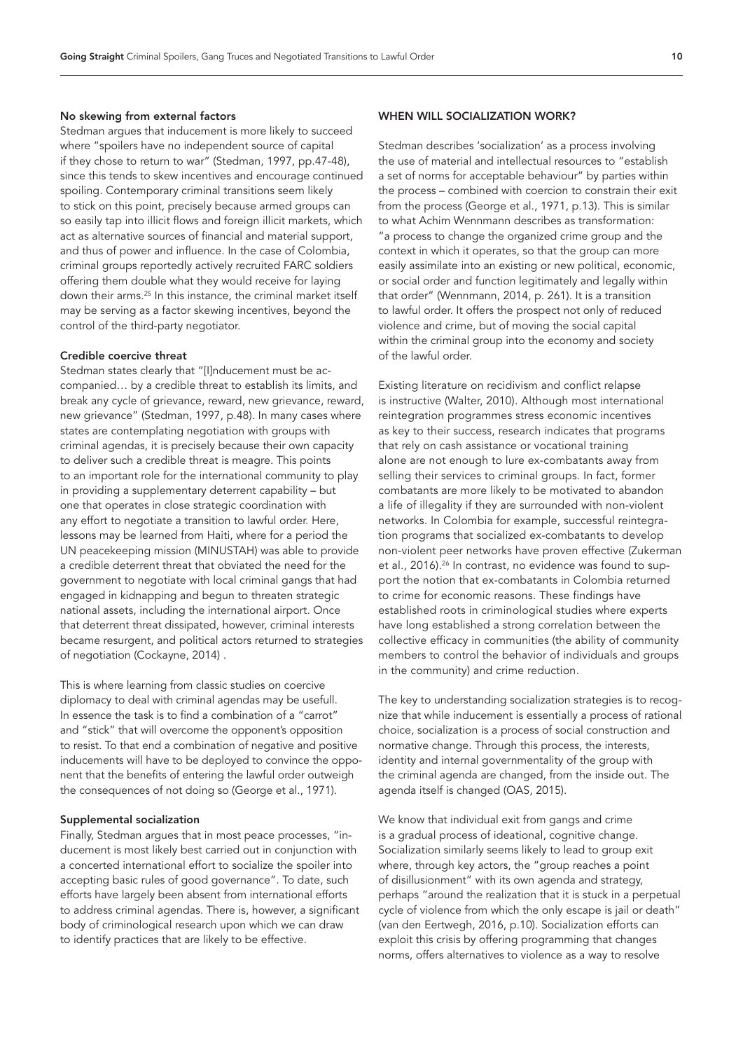### No skewing from external factors

Stedman argues that inducement is more likely to succeed where "spoilers have no independent source of capital if they chose to return to war" (Stedman, 1997, pp.47-48), since this tends to skew incentives and encourage continued spoiling. Contemporary criminal transitions seem likely to stick on this point, precisely because armed groups can so easily tap into illicit flows and foreign illicit markets, which act as alternative sources of financial and material support, and thus of power and influence. In the case of Colombia, criminal groups reportedly actively recruited FARC soldiers offering them double what they would receive for laying down their arms.[25] In this instance, the criminal market itself may be serving as a factor skewing incentives, beyond the control of the third-party negotiator.

### Credible coercive threat

Stedman states clearly that "[I]nducement must be accompanied… by a credible threat to establish its limits, and break any cycle of grievance, reward, new grievance, reward, new grievance" (Stedman, 1997, p.48). In many cases where states are contemplating negotiation with groups with criminal agendas, it is precisely because their own capacity to deliver such a credible threat is meagre. This points to an important role for the international community to play in providing a supplementary deterrent capability – but one that operates in close strategic coordination with any effort to negotiate a transition to lawful order. Here, lessons may be learned from Haiti, where for a period the UN peacekeeping mission (MINUSTAH) was able to provide a credible deterrent threat that obviated the need for the government to negotiate with local criminal gangs that had engaged in kidnapping and begun to threaten strategic national assets, including the international airport. Once that deterrent threat dissipated, however, criminal interests became resurgent, and political actors returned to strategies of negotiation (Cockayne, 2014) .

This is where learning from classic studies on coercive diplomacy to deal with criminal agendas may be usefull. In essence the task is to find a combination of a "carrot" and "stick" that will overcome the opponent's opposition to resist. To that end a combination of negative and positive inducements will have to be deployed to convince the opponent that the benefits of entering the lawful order outweigh the consequences of not doing so (George et al., 1971).

### Supplemental socialization

Finally, Stedman argues that in most peace processes, "inducement is most likely best carried out in conjunction with a concerted international effort to socialize the spoiler into accepting basic rules of good governance". To date, such efforts have largely been absent from international efforts to address criminal agendas. There is, however, a significant body of criminological research upon which we can draw to identify practices that are likely to be effective.

## WHEN WILL SOCIALIZATION WORK?

Stedman describes 'socialization' as a process involving the use of material and intellectual resources to "establish a set of norms for acceptable behaviour" by parties within the process – combined with coercion to constrain their exit from the process (George et al., 1971, p.13). This is similar to what Achim Wennmann describes as transformation: "a process to change the organized crime group and the context in which it operates, so that the group can more easily assimilate into an existing or new political, economic, or social order and function legitimately and legally within that order" (Wennmann, 2014, p. 261). It is a transition to lawful order. It offers the prospect not only of reduced violence and crime, but of moving the social capital within the criminal group into the economy and society of the lawful order.

Existing literature on recidivism and conflict relapse is instructive (Walter, 2010). Although most international reintegration programmes stress economic incentives as key to their success, research indicates that programs that rely on cash assistance or vocational training alone are not enough to lure ex-combatants away from selling their services to criminal groups. In fact, former combatants are more likely to be motivated to abandon a life of illegality if they are surrounded with non-violent networks. In Colombia for example, successful reintegration programs that socialized ex-combatants to develop non-violent peer networks have proven effective (Zukerman et al., 2016).[26] In contrast, no evidence was found to support the notion that ex-combatants in Colombia returned to crime for economic reasons. These findings have established roots in criminological studies where experts have long established a strong correlation between the collective efficacy in communities (the ability of community members to control the behavior of individuals and groups in the community) and crime reduction.

The key to understanding socialization strategies is to recognize that while inducement is essentially a process of rational choice, socialization is a process of social construction and normative change. Through this process, the interests, identity and internal governmentality of the group with the criminal agenda are changed, from the inside out. The agenda itself is changed (OAS, 2015).

We know that individual exit from gangs and crime is a gradual process of ideational, cognitive change. Socialization similarly seems likely to lead to group exit where, through key actors, the "group reaches a point of disillusionment" with its own agenda and strategy, perhaps "around the realization that it is stuck in a perpetual cycle of violence from which the only escape is jail or death" (van den Eertwegh, 2016, p.10). Socialization efforts can exploit this crisis by offering programming that changes norms, offers alternatives to violence as a way to resolve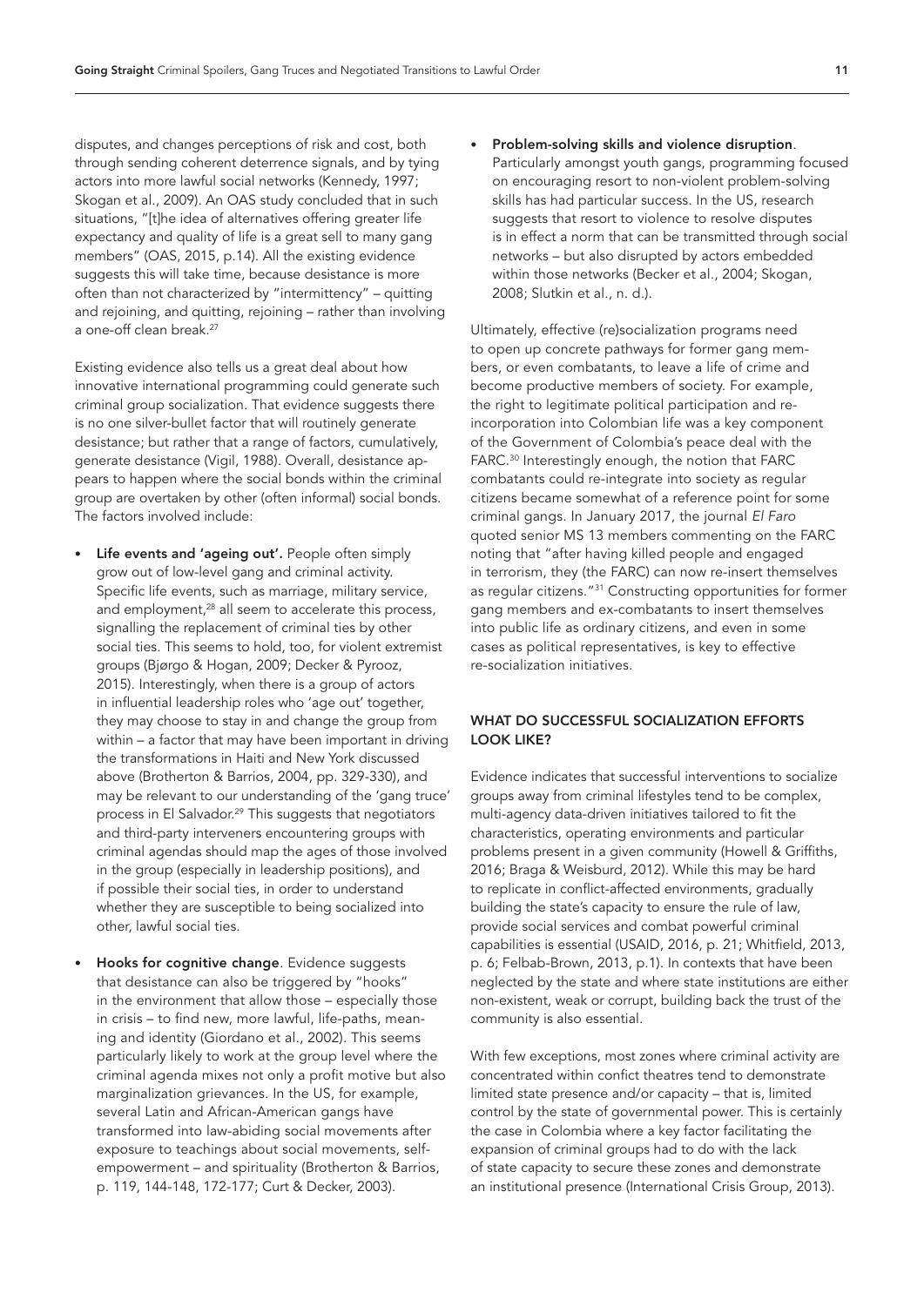disputes, and changes perceptions of risk and cost, both through sending coherent deterrence signals, and by tying actors into more lawful social networks (Kennedy, 1997; Skogan et al., 2009). An OAS study concluded that in such situations, "[t]he idea of alternatives offering greater life expectancy and quality of life is a great sell to many gang members" (OAS, 2015, p.14). All the existing evidence suggests this will take time, because desistance is more often than not characterized by "intermittency" – quitting and rejoining, and quitting, rejoining – rather than involving a one-off clean break.[27]

Existing evidence also tells us a great deal about how innovative international programming could generate such criminal group socialization. That evidence suggests there is no one silver-bullet factor that will routinely generate desistance; but rather that a range of factors, cumulatively, generate desistance (Vigil, 1988). Overall, desistance appears to happen where the social bonds within the criminal group are overtaken by other (often informal) social bonds. The factors involved include:

- **Life events and 'ageing out'.** People often simply grow out of low-level gang and criminal activity. Specific life events, such as marriage, military service, and employment,[28] all seem to accelerate this process, signalling the replacement of criminal ties by other social ties. This seems to hold, too, for violent extremist groups (Bjørgo & Hogan, 2009; Decker & Pyrooz, 2015). Interestingly, when there is a group of actors in influential leadership roles who 'age out' together, they may choose to stay in and change the group from within – a factor that may have been important in driving the transformations in Haiti and New York discussed above (Brotherton & Barrios, 2004, pp. 329-330), and may be relevant to our understanding of the 'gang truce' process in El Salvador.[29] This suggests that negotiators and third-party interveners encountering groups with criminal agendas should map the ages of those involved in the group (especially in leadership positions), and if possible their social ties, in order to understand whether they are susceptible to being socialized into other, lawful social ties.
- **Hooks for cognitive change**. Evidence suggests that desistance can also be triggered by "hooks" in the environment that allow those – especially those in crisis – to find new, more lawful, life-paths, meaning and identity (Giordano et al., 2002). This seems particularly likely to work at the group level where the criminal agenda mixes not only a profit motive but also marginalization grievances. In the US, for example, several Latin and African-American gangs have transformed into law-abiding social movements after exposure to teachings about social movements, self-empowerment – and spirituality (Brotherton & Barrios, p. 119, 144-148, 172-177; Curt & Decker, 2003).
- **Problem-solving skills and violence disruption**. Particularly amongst youth gangs, programming focused on encouraging resort to non-violent problem-solving skills has had particular success. In the US, research suggests that resort to violence to resolve disputes is in effect a norm that can be transmitted through social networks – but also disrupted by actors embedded within those networks (Becker et al., 2004; Skogan, 2008; Slutkin et al., n. d.).

Ultimately, effective (re)socialization programs need to open up concrete pathways for former gang members, or even combatants, to leave a life of crime and become productive members of society. For example, the right to legitimate political participation and re-incorporation into Colombian life was a key component of the Government of Colombia's peace deal with the FARC.[30] Interestingly enough, the notion that FARC combatants could re-integrate into society as regular citizens became somewhat of a reference point for some criminal gangs. In January 2017, the journal *El Faro* quoted senior MS 13 members commenting on the FARC noting that "after having killed people and engaged in terrorism, they (the FARC) can now re-insert themselves as regular citizens."[31] Constructing opportunities for former gang members and ex-combatants to insert themselves into public life as ordinary citizens, and even in some cases as political representatives, is key to effective re-socialization initiatives.

## WHAT DO SUCCESSFUL SOCIALIZATION EFFORTS LOOK LIKE?

Evidence indicates that successful interventions to socialize groups away from criminal lifestyles tend to be complex, multi-agency data-driven initiatives tailored to fit the characteristics, operating environments and particular problems present in a given community (Howell & Griffiths, 2016; Braga & Weisburd, 2012). While this may be hard to replicate in conflict-affected environments, gradually building the state's capacity to ensure the rule of law, provide social services and combat powerful criminal capabilities is essential (USAID, 2016, p. 21; Whitfield, 2013, p. 6; Felbab-Brown, 2013, p.1). In contexts that have been neglected by the state and where state institutions are either non-existent, weak or corrupt, building back the trust of the community is also essential.

With few exceptions, most zones where criminal activity are concentrated within confict theatres tend to demonstrate limited state presence and/or capacity – that is, limited control by the state of governmental power. This is certainly the case in Colombia where a key factor facilitating the expansion of criminal groups had to do with the lack of state capacity to secure these zones and demonstrate an institutional presence (International Crisis Group, 2013).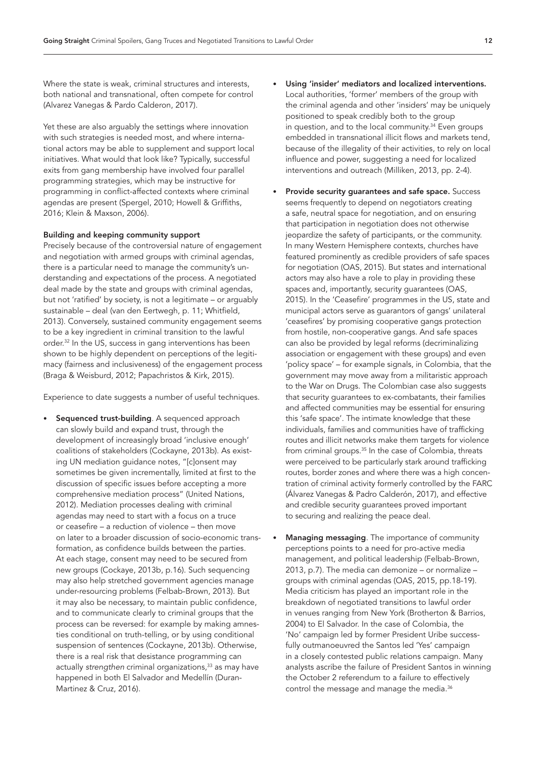Where the state is weak, criminal structures and interests, both national and transnational, often compete for control (Alvarez Vanegas & Pardo Calderon, 2017).

Yet these are also arguably the settings where innovation with such strategies is needed most, and where international actors may be able to supplement and support local initiatives. What would that look like? Typically, successful exits from gang membership have involved four parallel programming strategies, which may be instructive for programming in conflict-affected contexts where criminal agendas are present (Spergel, 2010; Howell & Griffiths, 2016; Klein & Maxson, 2006).

**Building and keeping community support**

Precisely because of the controversial nature of engagement and negotiation with armed groups with criminal agendas, there is a particular need to manage the community's understanding and expectations of the process. A negotiated deal made by the state and groups with criminal agendas, but not 'ratified' by society, is not a legitimate – or arguably sustainable – deal (van den Eertwegh, p. 11; Whitfield, 2013). Conversely, sustained community engagement seems to be a key ingredient in criminal transition to the lawful order.[32] In the US, success in gang interventions has been shown to be highly dependent on perceptions of the legitimacy (fairness and inclusiveness) of the engagement process (Braga & Weisburd, 2012; Papachristos & Kirk, 2015).

Experience to date suggests a number of useful techniques.

- **Sequenced trust-building**. A sequenced approach can slowly build and expand trust, through the development of increasingly broad 'inclusive enough' coalitions of stakeholders (Cockayne, 2013b). As existing UN mediation guidance notes, "[c]onsent may sometimes be given incrementally, limited at first to the discussion of specific issues before accepting a more comprehensive mediation process" (United Nations, 2012). Mediation processes dealing with criminal agendas may need to start with a focus on a truce or ceasefire – a reduction of violence – then move on later to a broader discussion of socio-economic transformation, as confidence builds between the parties. At each stage, consent may need to be secured from new groups (Cockayne, 2013b, p.16). Such sequencing may also help stretched government agencies manage under-resourcing problems (Felbab-Brown, 2013). But it may also be necessary, to maintain public confidence, and to communicate clearly to criminal groups that the process can be reversed: for example by making amnesties conditional on truth-telling, or by using conditional suspension of sentences (Cockayne, 2013b). Otherwise, there is a real risk that desistance programming can actually *strengthen* criminal organizations,[33] as may have happened in both El Salvador and Medellín (Duran-Martinez & Cruz, 2016).
- **Using 'insider' mediators and localized interventions.** Local authorities, 'former' members of the group with the criminal agenda and other 'insiders' may be uniquely positioned to speak credibly both to the group in question, and to the local community.[34] Even groups embedded in transnational illicit flows and markets tend, because of the illegality of their activities, to rely on local influence and power, suggesting a need for localized interventions and outreach (Milliken, 2013, pp. 2-4).
- **Provide security guarantees and safe space.** Success seems frequently to depend on negotiators creating a safe, neutral space for negotiation, and on ensuring that participation in negotiation does not otherwise jeopardize the safety of participants, or the community. In many Western Hemisphere contexts, churches have featured prominently as credible providers of safe spaces for negotiation (OAS, 2015). But states and international actors may also have a role to play in providing these spaces and, importantly, security guarantees (OAS, 2015). In the 'Ceasefire' programmes in the US, state and municipal actors serve as guarantors of gangs' unilateral 'ceasefires' by promising cooperative gangs protection from hostile, non-cooperative gangs. And safe spaces can also be provided by legal reforms (decriminalizing association or engagement with these groups) and even 'policy space' – for example signals, in Colombia, that the government may move away from a militaristic approach to the War on Drugs. The Colombian case also suggests that security guarantees to ex-combatants, their families and affected communities may be essential for ensuring this 'safe space'. The intimate knowledge that these individuals, families and communities have of trafficking routes and illicit networks make them targets for violence from criminal groups.[35] In the case of Colombia, threats were perceived to be particularly stark around trafficking routes, border zones and where there was a high concentration of criminal activity formerly controlled by the FARC (Álvarez Vanegas & Padro Calderón, 2017), and effective and credible security guarantees proved important to securing and realizing the peace deal.
- **Managing messaging**. The importance of community perceptions points to a need for pro-active media management, and political leadership (Felbab-Brown, 2013, p.7). The media can demonize – or normalize – groups with criminal agendas (OAS, 2015, pp.18-19). Media criticism has played an important role in the breakdown of negotiated transitions to lawful order in venues ranging from New York (Brotherton & Barrios, 2004) to El Salvador. In the case of Colombia, the 'No' campaign led by former President Uribe successfully outmanoeuvred the Santos led 'Yes' campaign in a closely contested public relations campaign. Many analysts ascribe the failure of President Santos in winning the October 2 referendum to a failure to effectively control the message and manage the media.[36]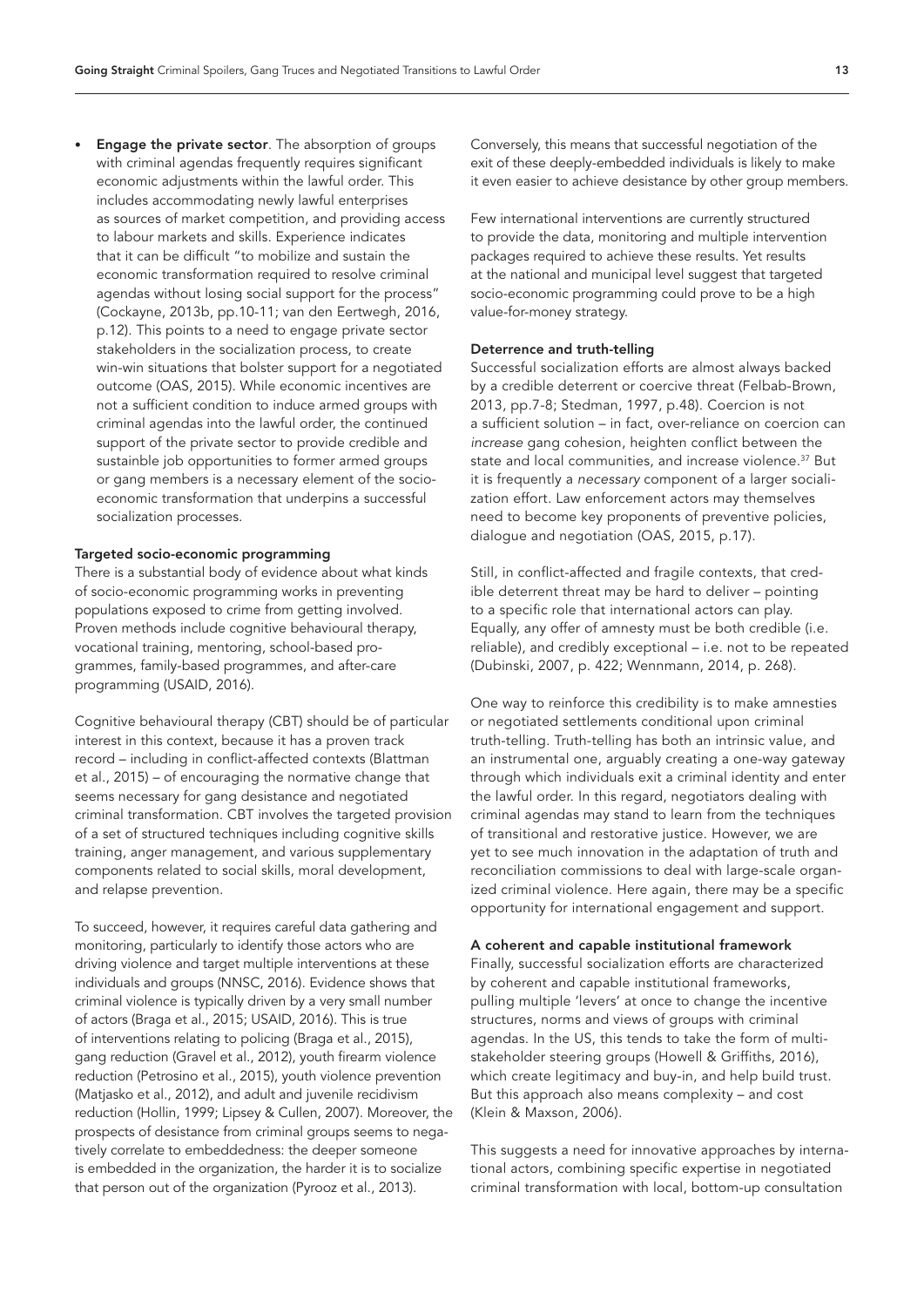- **Engage the private sector**. The absorption of groups with criminal agendas frequently requires significant economic adjustments within the lawful order. This includes accommodating newly lawful enterprises as sources of market competition, and providing access to labour markets and skills. Experience indicates that it can be difficult "to mobilize and sustain the economic transformation required to resolve criminal agendas without losing social support for the process" (Cockayne, 2013b, pp.10-11; van den Eertwegh, 2016, p.12). This points to a need to engage private sector stakeholders in the socialization process, to create win-win situations that bolster support for a negotiated outcome (OAS, 2015). While economic incentives are not a sufficient condition to induce armed groups with criminal agendas into the lawful order, the continued support of the private sector to provide credible and sustainble job opportunities to former armed groups or gang members is a necessary element of the socio-economic transformation that underpins a successful socialization processes.

**Targeted socio-economic programming**

There is a substantial body of evidence about what kinds of socio-economic programming works in preventing populations exposed to crime from getting involved. Proven methods include cognitive behavioural therapy, vocational training, mentoring, school-based programmes, family-based programmes, and after-care programming (USAID, 2016).

Cognitive behavioural therapy (CBT) should be of particular interest in this context, because it has a proven track record – including in conflict-affected contexts (Blattman et al., 2015) – of encouraging the normative change that seems necessary for gang desistance and negotiated criminal transformation. CBT involves the targeted provision of a set of structured techniques including cognitive skills training, anger management, and various supplementary components related to social skills, moral development, and relapse prevention.

To succeed, however, it requires careful data gathering and monitoring, particularly to identify those actors who are driving violence and target multiple interventions at these individuals and groups (NNSC, 2016). Evidence shows that criminal violence is typically driven by a very small number of actors (Braga et al., 2015; USAID, 2016). This is true of interventions relating to policing (Braga et al., 2015), gang reduction (Gravel et al., 2012), youth firearm violence reduction (Petrosino et al., 2015), youth violence prevention (Matjasko et al., 2012), and adult and juvenile recidivism reduction (Hollin, 1999; Lipsey & Cullen, 2007). Moreover, the prospects of desistance from criminal groups seems to negatively correlate to embeddedness: the deeper someone is embedded in the organization, the harder it is to socialize that person out of the organization (Pyrooz et al., 2013). Conversely, this means that successful negotiation of the exit of these deeply-embedded individuals is likely to make it even easier to achieve desistance by other group members.

Few international interventions are currently structured to provide the data, monitoring and multiple intervention packages required to achieve these results. Yet results at the national and municipal level suggest that targeted socio-economic programming could prove to be a high value-for-money strategy.

**Deterrence and truth-telling**

Successful socialization efforts are almost always backed by a credible deterrent or coercive threat (Felbab-Brown, 2013, pp.7-8; Stedman, 1997, p.48). Coercion is not a sufficient solution – in fact, over-reliance on coercion can *increase* gang cohesion, heighten conflict between the state and local communities, and increase violence.[37] But it is frequently a *necessary* component of a larger socialization effort. Law enforcement actors may themselves need to become key proponents of preventive policies, dialogue and negotiation (OAS, 2015, p.17).

Still, in conflict-affected and fragile contexts, that credible deterrent threat may be hard to deliver – pointing to a specific role that international actors can play. Equally, any offer of amnesty must be both credible (i.e. reliable), and credibly exceptional – i.e. not to be repeated (Dubinski, 2007, p. 422; Wennmann, 2014, p. 268).

One way to reinforce this credibility is to make amnesties or negotiated settlements conditional upon criminal truth-telling. Truth-telling has both an intrinsic value, and an instrumental one, arguably creating a one-way gateway through which individuals exit a criminal identity and enter the lawful order. In this regard, negotiators dealing with criminal agendas may stand to learn from the techniques of transitional and restorative justice. However, we are yet to see much innovation in the adaptation of truth and reconciliation commissions to deal with large-scale organized criminal violence. Here again, there may be a specific opportunity for international engagement and support.

**A coherent and capable institutional framework**

Finally, successful socialization efforts are characterized by coherent and capable institutional frameworks, pulling multiple 'levers' at once to change the incentive structures, norms and views of groups with criminal agendas. In the US, this tends to take the form of multi-stakeholder steering groups (Howell & Griffiths, 2016), which create legitimacy and buy-in, and help build trust. But this approach also means complexity – and cost (Klein & Maxson, 2006).

This suggests a need for innovative approaches by international actors, combining specific expertise in negotiated criminal transformation with local, bottom-up consultation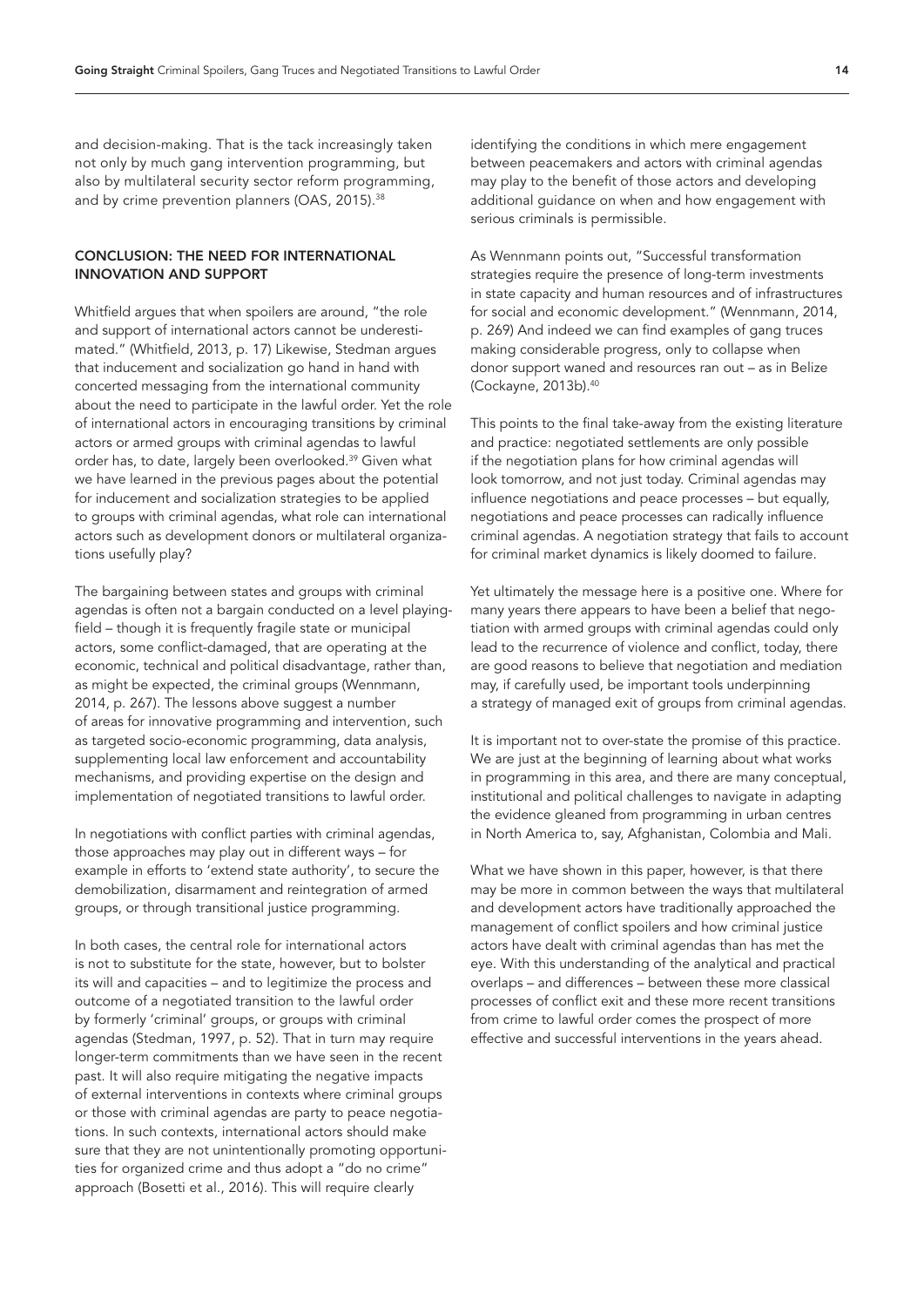and decision-making. That is the tack increasingly taken not only by much gang intervention programming, but also by multilateral security sector reform programming, and by crime prevention planners (OAS, 2015).[38]

## CONCLUSION: THE NEED FOR INTERNATIONAL INNOVATION AND SUPPORT

Whitfield argues that when spoilers are around, "the role and support of international actors cannot be underestimated." (Whitfield, 2013, p. 17) Likewise, Stedman argues that inducement and socialization go hand in hand with concerted messaging from the international community about the need to participate in the lawful order. Yet the role of international actors in encouraging transitions by criminal actors or armed groups with criminal agendas to lawful order has, to date, largely been overlooked.[39] Given what we have learned in the previous pages about the potential for inducement and socialization strategies to be applied to groups with criminal agendas, what role can international actors such as development donors or multilateral organizations usefully play?

The bargaining between states and groups with criminal agendas is often not a bargain conducted on a level playing-field – though it is frequently fragile state or municipal actors, some conflict-damaged, that are operating at the economic, technical and political disadvantage, rather than, as might be expected, the criminal groups (Wennmann, 2014, p. 267). The lessons above suggest a number of areas for innovative programming and intervention, such as targeted socio-economic programming, data analysis, supplementing local law enforcement and accountability mechanisms, and providing expertise on the design and implementation of negotiated transitions to lawful order.

In negotiations with conflict parties with criminal agendas, those approaches may play out in different ways – for example in efforts to 'extend state authority', to secure the demobilization, disarmament and reintegration of armed groups, or through transitional justice programming.

In both cases, the central role for international actors is not to substitute for the state, however, but to bolster its will and capacities – and to legitimize the process and outcome of a negotiated transition to the lawful order by formerly 'criminal' groups, or groups with criminal agendas (Stedman, 1997, p. 52). That in turn may require longer-term commitments than we have seen in the recent past. It will also require mitigating the negative impacts of external interventions in contexts where criminal groups or those with criminal agendas are party to peace negotiations. In such contexts, international actors should make sure that they are not unintentionally promoting opportunities for organized crime and thus adopt a "do no crime" approach (Bosetti et al., 2016). This will require clearly identifying the conditions in which mere engagement between peacemakers and actors with criminal agendas may play to the benefit of those actors and developing additional guidance on when and how engagement with serious criminals is permissible.

As Wennmann points out, "Successful transformation strategies require the presence of long-term investments in state capacity and human resources and of infrastructures for social and economic development." (Wennmann, 2014, p. 269) And indeed we can find examples of gang truces making considerable progress, only to collapse when donor support waned and resources ran out – as in Belize (Cockayne, 2013b).[40]

This points to the final take-away from the existing literature and practice: negotiated settlements are only possible if the negotiation plans for how criminal agendas will look tomorrow, and not just today. Criminal agendas may influence negotiations and peace processes – but equally, negotiations and peace processes can radically influence criminal agendas. A negotiation strategy that fails to account for criminal market dynamics is likely doomed to failure.

Yet ultimately the message here is a positive one. Where for many years there appears to have been a belief that negotiation with armed groups with criminal agendas could only lead to the recurrence of violence and conflict, today, there are good reasons to believe that negotiation and mediation may, if carefully used, be important tools underpinning a strategy of managed exit of groups from criminal agendas.

It is important not to over-state the promise of this practice. We are just at the beginning of learning about what works in programming in this area, and there are many conceptual, institutional and political challenges to navigate in adapting the evidence gleaned from programming in urban centres in North America to, say, Afghanistan, Colombia and Mali.

What we have shown in this paper, however, is that there may be more in common between the ways that multilateral and development actors have traditionally approached the management of conflict spoilers and how criminal justice actors have dealt with criminal agendas than has met the eye. With this understanding of the analytical and practical overlaps – and differences – between these more classical processes of conflict exit and these more recent transitions from crime to lawful order comes the prospect of more effective and successful interventions in the years ahead.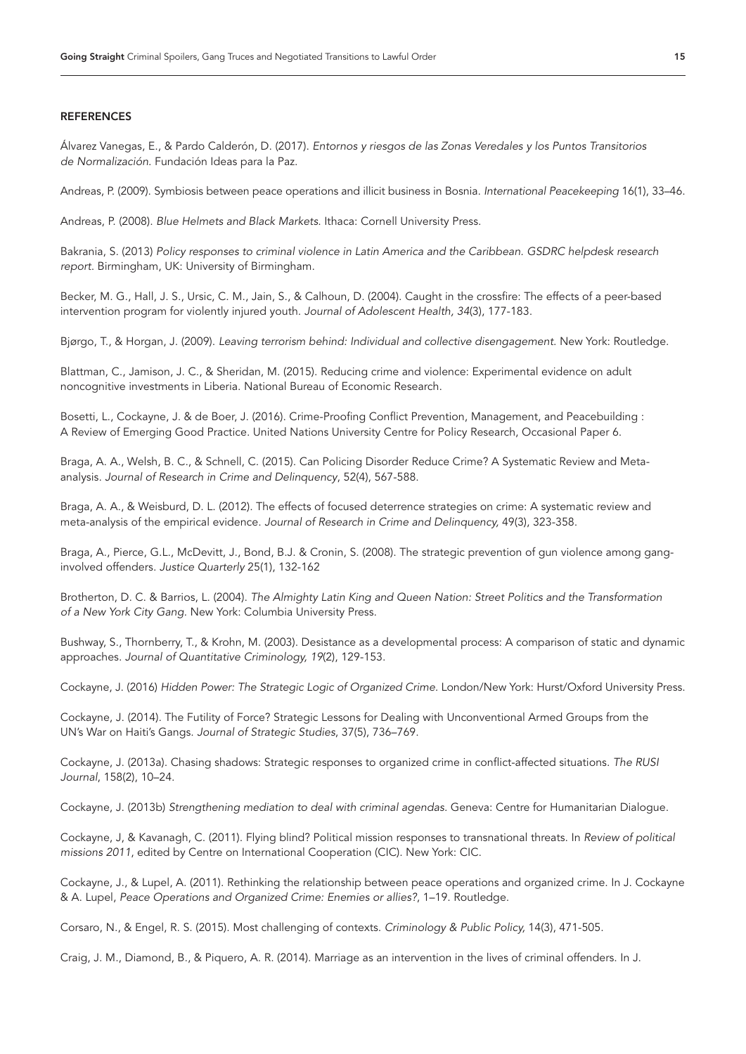## REFERENCES

Álvarez Vanegas, E., & Pardo Calderón, D. (2017). *Entornos y riesgos de las Zonas Veredales y los Puntos Transitorios de Normalización*. Fundación Ideas para la Paz.

Andreas, P. (2009). Symbiosis between peace operations and illicit business in Bosnia. *International Peacekeeping* 16(1), 33–46.

Andreas, P. (2008). *Blue Helmets and Black Markets*. Ithaca: Cornell University Press.

Bakrania, S. (2013) *Policy responses to criminal violence in Latin America and the Caribbean. GSDRC helpdesk research report*. Birmingham, UK: University of Birmingham.

Becker, M. G., Hall, J. S., Ursic, C. M., Jain, S., & Calhoun, D. (2004). Caught in the crossfire: The effects of a peer-based intervention program for violently injured youth. *Journal of Adolescent Health, 34*(3), 177-183.

Bjørgo, T., & Horgan, J. (2009). *Leaving terrorism behind: Individual and collective disengagement*. New York: Routledge.

Blattman, C., Jamison, J. C., & Sheridan, M. (2015). Reducing crime and violence: Experimental evidence on adult noncognitive investments in Liberia. National Bureau of Economic Research.

Bosetti, L., Cockayne, J. & de Boer, J. (2016). Crime-Proofing Conflict Prevention, Management, and Peacebuilding : A Review of Emerging Good Practice. United Nations University Centre for Policy Research, Occasional Paper 6.

Braga, A. A., Welsh, B. C., & Schnell, C. (2015). Can Policing Disorder Reduce Crime? A Systematic Review and Meta-analysis. *Journal of Research in Crime and Delinquency*, 52(4), 567-588.

Braga, A. A., & Weisburd, D. L. (2012). The effects of focused deterrence strategies on crime: A systematic review and meta-analysis of the empirical evidence. *Journal of Research in Crime and Delinquency*, 49(3), 323-358.

Braga, A., Pierce, G.L., McDevitt, J., Bond, B.J. & Cronin, S. (2008). The strategic prevention of gun violence among gang-involved offenders. *Justice Quarterly* 25(1), 132-162

Brotherton, D. C. & Barrios, L. (2004). *The Almighty Latin King and Queen Nation: Street Politics and the Transformation of a New York City Gang*. New York: Columbia University Press.

Bushway, S., Thornberry, T., & Krohn, M. (2003). Desistance as a developmental process: A comparison of static and dynamic approaches. *Journal of Quantitative Criminology, 19*(2), 129-153.

Cockayne, J. (2016) *Hidden Power: The Strategic Logic of Organized Crime*. London/New York: Hurst/Oxford University Press.

Cockayne, J. (2014). The Futility of Force? Strategic Lessons for Dealing with Unconventional Armed Groups from the UN's War on Haiti's Gangs. *Journal of Strategic Studies*, 37(5), 736–769.

Cockayne, J. (2013a). Chasing shadows: Strategic responses to organized crime in conflict-affected situations. *The RUSI Journal*, 158(2), 10–24.

Cockayne, J. (2013b) *Strengthening mediation to deal with criminal agendas*. Geneva: Centre for Humanitarian Dialogue.

Cockayne, J, & Kavanagh, C. (2011). Flying blind? Political mission responses to transnational threats. In *Review of political missions 2011*, edited by Centre on International Cooperation (CIC). New York: CIC.

Cockayne, J., & Lupel, A. (2011). Rethinking the relationship between peace operations and organized crime. In J. Cockayne & A. Lupel, *Peace Operations and Organized Crime: Enemies or allies?*, 1–19. Routledge.

Corsaro, N., & Engel, R. S. (2015). Most challenging of contexts. *Criminology & Public Policy*, 14(3), 471-505.

Craig, J. M., Diamond, B., & Piquero, A. R. (2014). Marriage as an intervention in the lives of criminal offenders. In J.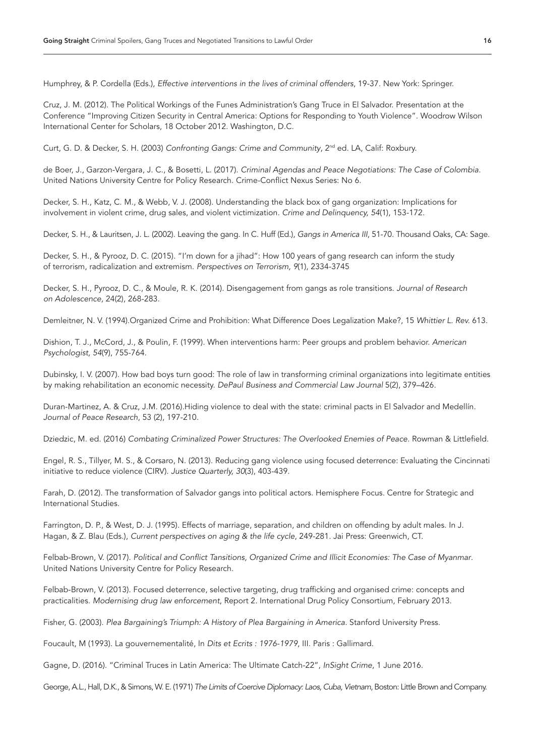Humphrey, & P. Cordella (Eds.), *Effective interventions in the lives of criminal offenders*, 19-37. New York: Springer.

Cruz, J. M. (2012). The Political Workings of the Funes Administration's Gang Truce in El Salvador. Presentation at the Conference "Improving Citizen Security in Central America: Options for Responding to Youth Violence". Woodrow Wilson International Center for Scholars, 18 October 2012. Washington, D.C.

Curt, G. D. & Decker, S. H. (2003) *Confronting Gangs: Crime and Community*, 2nd ed. LA, Calif: Roxbury.

de Boer, J., Garzon-Vergara, J. C., & Bosetti, L. (2017). *Criminal Agendas and Peace Negotiations: The Case of Colombia*. United Nations University Centre for Policy Research. Crime-Conflict Nexus Series: No 6.

Decker, S. H., Katz, C. M., & Webb, V. J. (2008). Understanding the black box of gang organization: Implications for involvement in violent crime, drug sales, and violent victimization. *Crime and Delinquency, 54*(1), 153-172.

Decker, S. H., & Lauritsen, J. L. (2002). Leaving the gang. In C. Huff (Ed.), *Gangs in America III*, 51-70. Thousand Oaks, CA: Sage.

Decker, S. H., & Pyrooz, D. C. (2015). "I'm down for a jihad": How 100 years of gang research can inform the study of terrorism, radicalization and extremism. *Perspectives on Terrorism, 9*(1), 2334-3745

Decker, S. H., Pyrooz, D. C., & Moule, R. K. (2014). Disengagement from gangs as role transitions. *Journal of Research on Adolescence,* 24(2), 268-283.

Demleitner, N. V. (1994).Organized Crime and Prohibition: What Difference Does Legalization Make?, 15 *Whittier L. Rev.* 613.

Dishion, T. J., McCord, J., & Poulin, F. (1999). When interventions harm: Peer groups and problem behavior. *American Psychologist, 54*(9), 755-764.

Dubinsky, I. V. (2007). How bad boys turn good: The role of law in transforming criminal organizations into legitimate entities by making rehabilitation an economic necessity. *DePaul Business and Commercial Law Journal* 5(2), 379–426.

Duran-Martinez, A. & Cruz, J.M. (2016).Hiding violence to deal with the state: criminal pacts in El Salvador and Medellín. *Journal of Peace Research*, 53 (2), 197-210.

Dziedzic, M. ed. (2016) *Combating Criminalized Power Structures: The Overlooked Enemies of Peace*. Rowman & Littlefield.

Engel, R. S., Tillyer, M. S., & Corsaro, N. (2013). Reducing gang violence using focused deterrence: Evaluating the Cincinnati initiative to reduce violence (CIRV). *Justice Quarterly, 30*(3), 403-439.

Farah, D. (2012). The transformation of Salvador gangs into political actors. Hemisphere Focus. Centre for Strategic and International Studies.

Farrington, D. P., & West, D. J. (1995). Effects of marriage, separation, and children on offending by adult males. In J. Hagan, & Z. Blau (Eds.), *Current perspectives on aging & the life cycle*, 249-281. Jai Press: Greenwich, CT.

Felbab-Brown, V. (2017). *Political and Conflict Tansitions, Organized Crime and Illicit Economies: The Case of Myanmar*. United Nations University Centre for Policy Research.

Felbab-Brown, V. (2013). Focused deterrence, selective targeting, drug trafficking and organised crime: concepts and practicalities. *Modernising drug law enforcement*, Report 2. International Drug Policy Consortium, February 2013.

Fisher, G. (2003). *Plea Bargaining's Triumph: A History of Plea Bargaining in America*. Stanford University Press.

Foucault, M (1993). La gouvernementalité, In *Dits et Ecrits : 1976-1979*, III. Paris : Gallimard.

Gagne, D. (2016). "Criminal Truces in Latin America: The Ultimate Catch-22", *InSight Crime*, 1 June 2016.

George, A.L., Hall, D.K., & Simons, W. E. (1971) *The Limits of Coercive Diplomacy: Laos, Cuba, Vietnam*, Boston: Little Brown and Company.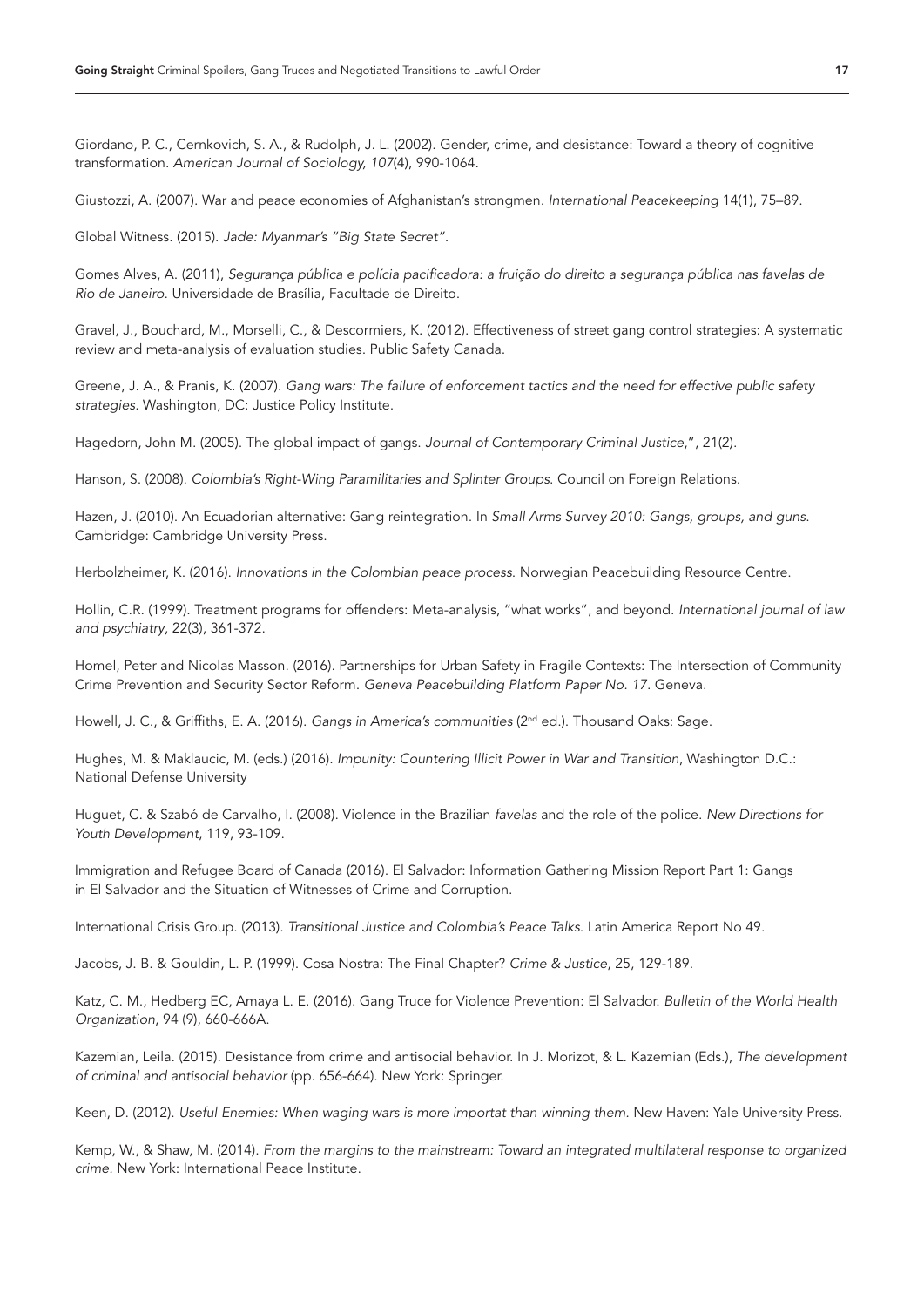Giordano, P. C., Cernkovich, S. A., & Rudolph, J. L. (2002). Gender, crime, and desistance: Toward a theory of cognitive transformation. *American Journal of Sociology, 107*(4), 990-1064.

Giustozzi, A. (2007). War and peace economies of Afghanistan's strongmen. *International Peacekeeping* 14(1), 75–89.

Global Witness. (2015). *Jade: Myanmar's "Big State Secret".*

Gomes Alves, A. (2011), *Segurança pública e polícia pacificadora: a fruição do direito a segurança pública nas favelas de Rio de Janeiro*. Universidade de Brasília, Facultade de Direito.

Gravel, J., Bouchard, M., Morselli, C., & Descormiers, K. (2012). Effectiveness of street gang control strategies: A systematic review and meta-analysis of evaluation studies. Public Safety Canada.

Greene, J. A., & Pranis, K. (2007). *Gang wars: The failure of enforcement tactics and the need for effective public safety strategies.* Washington, DC: Justice Policy Institute.

Hagedorn, John M. (2005). The global impact of gangs. *Journal of Contemporary Criminal Justice*,", 21(2).

Hanson, S. (2008). *Colombia's Right-Wing Paramilitaries and Splinter Groups.* Council on Foreign Relations.

Hazen, J. (2010). An Ecuadorian alternative: Gang reintegration. In *Small Arms Survey 2010: Gangs, groups, and guns.* Cambridge: Cambridge University Press.

Herbolzheimer, K. (2016). *Innovations in the Colombian peace process.* Norwegian Peacebuilding Resource Centre.

Hollin, C.R. (1999). Treatment programs for offenders: Meta-analysis, "what works", and beyond. *International journal of law and psychiatry*, 22(3), 361-372.

Homel, Peter and Nicolas Masson. (2016). Partnerships for Urban Safety in Fragile Contexts: The Intersection of Community Crime Prevention and Security Sector Reform. *Geneva Peacebuilding Platform Paper No. 17.* Geneva.

Howell, J. C., & Griffiths, E. A. (2016). *Gangs in America's communities* (2nd ed.). Thousand Oaks: Sage.

Hughes, M. & Maklaucic, M. (eds.) (2016). *Impunity: Countering Illicit Power in War and Transition*, Washington D.C.: National Defense University

Huguet, C. & Szabó de Carvalho, I. (2008). Violence in the Brazilian *favelas* and the role of the police. *New Directions for Youth Development*, 119, 93-109.

Immigration and Refugee Board of Canada (2016). El Salvador: Information Gathering Mission Report Part 1: Gangs in El Salvador and the Situation of Witnesses of Crime and Corruption.

International Crisis Group. (2013). *Transitional Justice and Colombia's Peace Talks.* Latin America Report No 49.

Jacobs, J. B. & Gouldin, L. P. (1999). Cosa Nostra: The Final Chapter? *Crime & Justice*, 25, 129-189.

Katz, C. M., Hedberg EC, Amaya L. E. (2016). Gang Truce for Violence Prevention: El Salvador. *Bulletin of the World Health Organization*, 94 (9), 660-666A.

Kazemian, Leila. (2015). Desistance from crime and antisocial behavior. In J. Morizot, & L. Kazemian (Eds.), *The development of criminal and antisocial behavior* (pp. 656-664). New York: Springer.

Keen, D. (2012). *Useful Enemies: When waging wars is more importat than winning them.* New Haven: Yale University Press.

Kemp, W., & Shaw, M. (2014). *From the margins to the mainstream: Toward an integrated multilateral response to organized crime.* New York: International Peace Institute.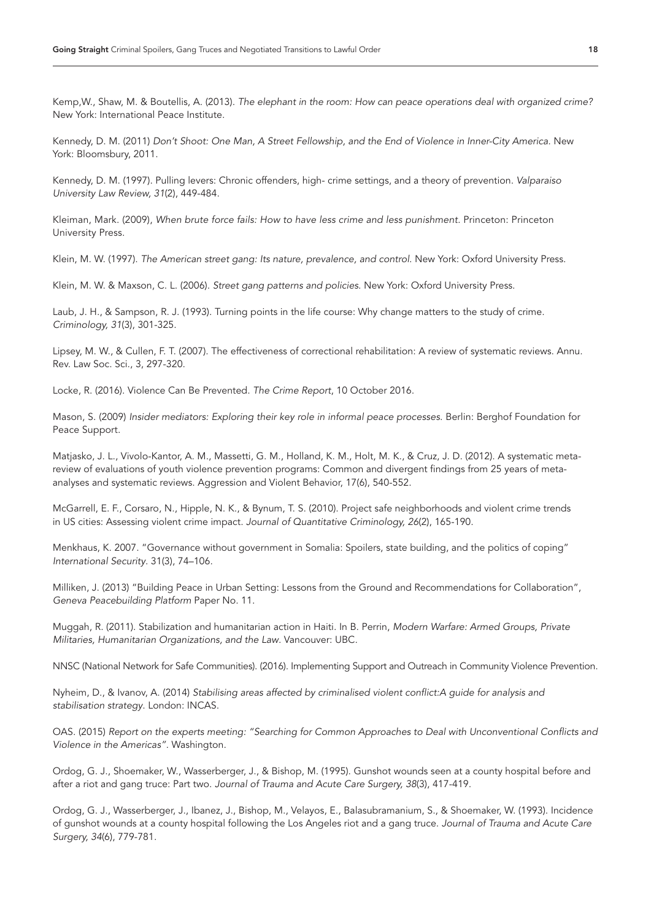Kemp,W., Shaw, M. & Boutellis, A. (2013). *The elephant in the room: How can peace operations deal with organized crime?* New York: International Peace Institute.

Kennedy, D. M. (2011) *Don't Shoot: One Man, A Street Fellowship, and the End of Violence in Inner-City America.* New York: Bloomsbury, 2011.

Kennedy, D. M. (1997). Pulling levers: Chronic offenders, high- crime settings, and a theory of prevention. *Valparaiso University Law Review, 31*(2), 449-484.

Kleiman, Mark. (2009), *When brute force fails: How to have less crime and less punishment.* Princeton: Princeton University Press.

Klein, M. W. (1997). *The American street gang: Its nature, prevalence, and control.* New York: Oxford University Press.

Klein, M. W. & Maxson, C. L. (2006). *Street gang patterns and policies.* New York: Oxford University Press.

Laub, J. H., & Sampson, R. J. (1993). Turning points in the life course: Why change matters to the study of crime. *Criminology, 31*(3), 301-325.

Lipsey, M. W., & Cullen, F. T. (2007). The effectiveness of correctional rehabilitation: A review of systematic reviews. Annu. Rev. Law Soc. Sci., 3, 297-320.

Locke, R. (2016). Violence Can Be Prevented. *The Crime Report*, 10 October 2016.

Mason, S. (2009) *Insider mediators: Exploring their key role in informal peace processes.* Berlin: Berghof Foundation for Peace Support.

Matjasko, J. L., Vivolo-Kantor, A. M., Massetti, G. M., Holland, K. M., Holt, M. K., & Cruz, J. D. (2012). A systematic meta-review of evaluations of youth violence prevention programs: Common and divergent findings from 25 years of meta-analyses and systematic reviews. Aggression and Violent Behavior, 17(6), 540-552.

McGarrell, E. F., Corsaro, N., Hipple, N. K., & Bynum, T. S. (2010). Project safe neighborhoods and violent crime trends in US cities: Assessing violent crime impact. *Journal of Quantitative Criminology, 26*(2), 165-190.

Menkhaus, K. 2007. "Governance without government in Somalia: Spoilers, state building, and the politics of coping" *International Security.* 31(3), 74–106.

Milliken, J. (2013) "Building Peace in Urban Setting: Lessons from the Ground and Recommendations for Collaboration", *Geneva Peacebuilding Platform* Paper No. 11.

Muggah, R. (2011). Stabilization and humanitarian action in Haiti. In B. Perrin, *Modern Warfare: Armed Groups, Private Militaries, Humanitarian Organizations, and the Law*. Vancouver: UBC.

NNSC (National Network for Safe Communities). (2016). Implementing Support and Outreach in Community Violence Prevention.

Nyheim, D., & Ivanov, A. (2014) *Stabilising areas affected by criminalised violent conflict:A guide for analysis and stabilisation strategy.* London: INCAS.

OAS. (2015) *Report on the experts meeting: "Searching for Common Approaches to Deal with Unconventional Conflicts and Violence in the Americas"*. Washington.

Ordog, G. J., Shoemaker, W., Wasserberger, J., & Bishop, M. (1995). Gunshot wounds seen at a county hospital before and after a riot and gang truce: Part two. *Journal of Trauma and Acute Care Surgery, 38*(3), 417-419.

Ordog, G. J., Wasserberger, J., Ibanez, J., Bishop, M., Velayos, E., Balasubramanium, S., & Shoemaker, W. (1993). Incidence of gunshot wounds at a county hospital following the Los Angeles riot and a gang truce. *Journal of Trauma and Acute Care Surgery, 34*(6), 779-781.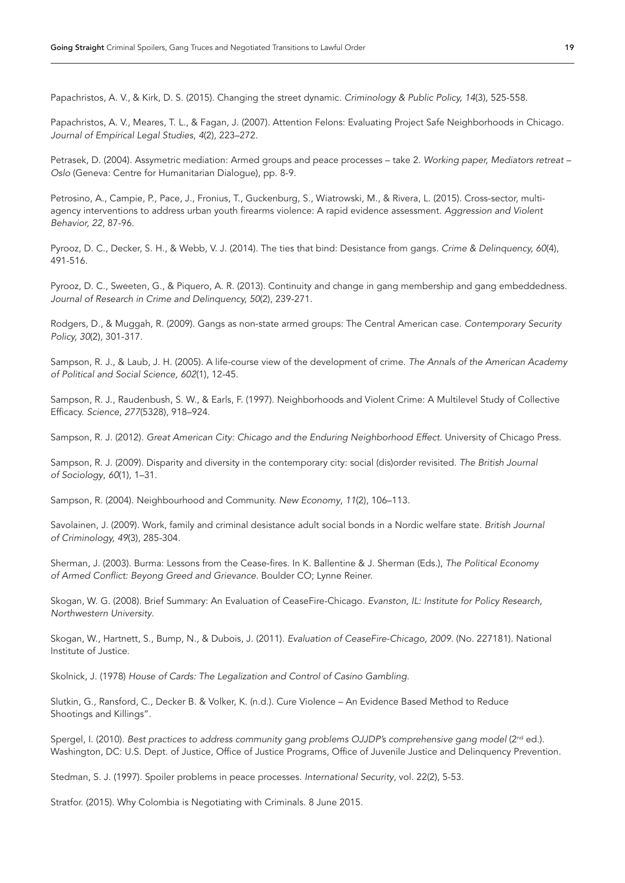Papachristos, A. V., & Kirk, D. S. (2015). Changing the street dynamic. *Criminology & Public Policy, 14*(3), 525-558.

Papachristos, A. V., Meares, T. L., & Fagan, J. (2007). Attention Felons: Evaluating Project Safe Neighborhoods in Chicago. *Journal of Empirical Legal Studies, 4*(2), 223–272.

Petrasek, D. (2004). Assymetric mediation: Armed groups and peace processes – take 2. *Working paper, Mediators retreat – Oslo* (Geneva: Centre for Humanitarian Dialogue), pp. 8-9.

Petrosino, A., Campie, P., Pace, J., Fronius, T., Guckenburg, S., Wiatrowski, M., & Rivera, L. (2015). Cross-sector, multi-agency interventions to address urban youth firearms violence: A rapid evidence assessment. *Aggression and Violent Behavior, 22*, 87-96.

Pyrooz, D. C., Decker, S. H., & Webb, V. J. (2014). The ties that bind: Desistance from gangs. *Crime & Delinquency, 60*(4), 491-516.

Pyrooz, D. C., Sweeten, G., & Piquero, A. R. (2013). Continuity and change in gang membership and gang embeddedness. *Journal of Research in Crime and Delinquency, 50*(2), 239-271.

Rodgers, D., & Muggah, R. (2009). Gangs as non-state armed groups: The Central American case. *Contemporary Security Policy, 30*(2), 301-317.

Sampson, R. J., & Laub, J. H. (2005). A life-course view of the development of crime. *The Annals of the American Academy of Political and Social Science, 602*(1), 12-45.

Sampson, R. J., Raudenbush, S. W., & Earls, F. (1997). Neighborhoods and Violent Crime: A Multilevel Study of Collective Efficacy. *Science*, *277*(5328), 918–924.

Sampson, R. J. (2012). *Great American City: Chicago and the Enduring Neighborhood Effect*. University of Chicago Press.

Sampson, R. J. (2009). Disparity and diversity in the contemporary city: social (dis)order revisited. *The British Journal of Sociology*, *60*(1), 1–31.

Sampson, R. (2004). Neighbourhood and Community. *New Economy*, *11*(2), 106–113.

Savolainen, J. (2009). Work, family and criminal desistance adult social bonds in a Nordic welfare state. *British Journal of Criminology, 49*(3), 285-304.

Sherman, J. (2003). Burma: Lessons from the Cease-fires. In K. Ballentine & J. Sherman (Eds.), *The Political Economy of Armed Conflict: Beyong Greed and Grievance*. Boulder CO; Lynne Reiner.

Skogan, W. G. (2008). Brief Summary: An Evaluation of CeaseFire-Chicago. *Evanston, IL: Institute for Policy Research, Northwestern University*.

Skogan, W., Hartnett, S., Bump, N., & Dubois, J. (2011). *Evaluation of CeaseFire-Chicago, 2009*. (No. 227181). National Institute of Justice.

Skolnick, J. (1978) *House of Cards: The Legalization and Control of Casino Gambling*.

Slutkin, G., Ransford, C., Decker B. & Volker, K. (n.d.). Cure Violence – An Evidence Based Method to Reduce Shootings and Killings".

Spergel, I. (2010). *Best practices to address community gang problems OJJDP's comprehensive gang model* (2nd ed.). Washington, DC: U.S. Dept. of Justice, Office of Justice Programs, Office of Juvenile Justice and Delinquency Prevention.

Stedman, S. J. (1997). Spoiler problems in peace processes. *International Security*, vol. 22(2), 5-53.

Stratfor. (2015). Why Colombia is Negotiating with Criminals. 8 June 2015.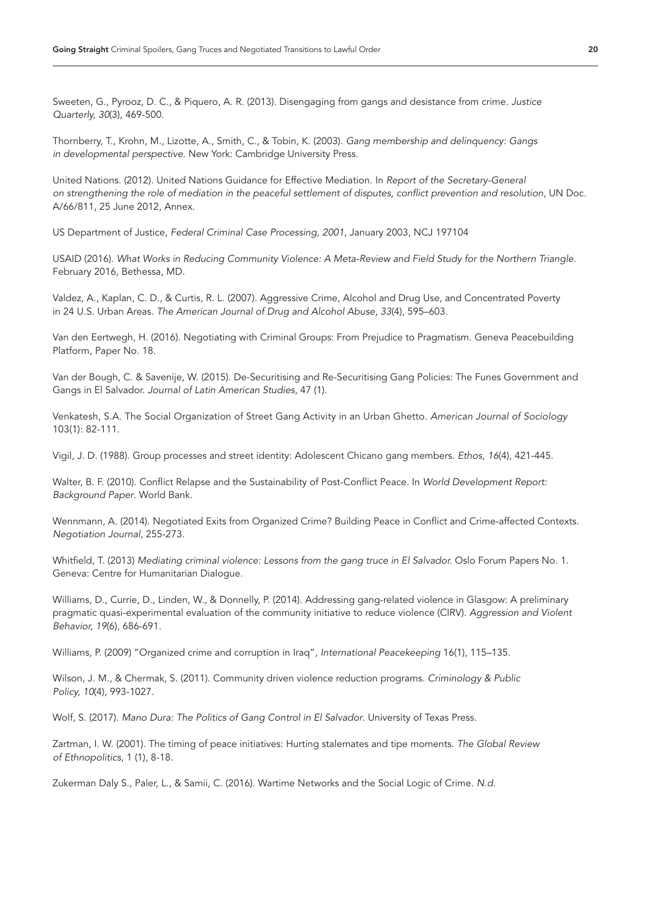Sweeten, G., Pyrooz, D. C., & Piquero, A. R. (2013). Disengaging from gangs and desistance from crime. *Justice Quarterly, 30*(3), 469-500.

Thornberry, T., Krohn, M., Lizotte, A., Smith, C., & Tobin, K. (2003). *Gang membership and delinquency: Gangs in developmental perspective.* New York: Cambridge University Press.

United Nations. (2012). United Nations Guidance for Effective Mediation. In *Report of the Secretary-General on strengthening the role of mediation in the peaceful settlement of disputes, conflict prevention and resolution*, UN Doc. A/66/811, 25 June 2012, Annex.

US Department of Justice, *Federal Criminal Case Processing, 2001*, January 2003, NCJ 197104

USAID (2016). *What Works in Reducing Community Violence: A Meta-Review and Field Study for the Northern Triangle.* February 2016, Bethessa, MD.

Valdez, A., Kaplan, C. D., & Curtis, R. L. (2007). Aggressive Crime, Alcohol and Drug Use, and Concentrated Poverty in 24 U.S. Urban Areas. *The American Journal of Drug and Alcohol Abuse*, *33*(4), 595–603.

Van den Eertwegh, H. (2016). Negotiating with Criminal Groups: From Prejudice to Pragmatism. Geneva Peacebuilding Platform, Paper No. 18.

Van der Bough, C. & Savenije, W. (2015). De-Securitising and Re-Securitising Gang Policies: The Funes Government and Gangs in El Salvador. *Journal of Latin American Studies*, 47 (1).

Venkatesh, S.A. The Social Organization of Street Gang Activity in an Urban Ghetto. *American Journal of Sociology* 103(1): 82-111.

Vigil, J. D. (1988). Group processes and street identity: Adolescent Chicano gang members. *Ethos, 16*(4), 421-445.

Walter, B. F. (2010). Conflict Relapse and the Sustainability of Post-Conflict Peace. In *World Development Report: Background Paper*. World Bank.

Wennmann, A. (2014). Negotiated Exits from Organized Crime? Building Peace in Conflict and Crime-affected Contexts. *Negotiation Journal*, 255-273.

Whitfield, T. (2013) *Mediating criminal violence: Lessons from the gang truce in El Salvador.* Oslo Forum Papers No. 1. Geneva: Centre for Humanitarian Dialogue.

Williams, D., Currie, D., Linden, W., & Donnelly, P. (2014). Addressing gang-related violence in Glasgow: A preliminary pragmatic quasi-experimental evaluation of the community initiative to reduce violence (CIRV). *Aggression and Violent Behavior, 19*(6), 686-691.

Williams, P. (2009) "Organized crime and corruption in Iraq", *International Peacekeeping* 16(1), 115–135.

Wilson, J. M., & Chermak, S. (2011). Community driven violence reduction programs. *Criminology & Public Policy, 10*(4), 993-1027.

Wolf, S. (2017). *Mano Dura: The Politics of Gang Control in El Salvador*. University of Texas Press.

Zartman, I. W. (2001). The timing of peace initiatives: Hurting stalemates and tipe moments. *The Global Review of Ethnopolitics*, 1 (1), 8-18.

Zukerman Daly S., Paler, L., & Samii, C. (2016). Wartime Networks and the Social Logic of Crime. *N.d.*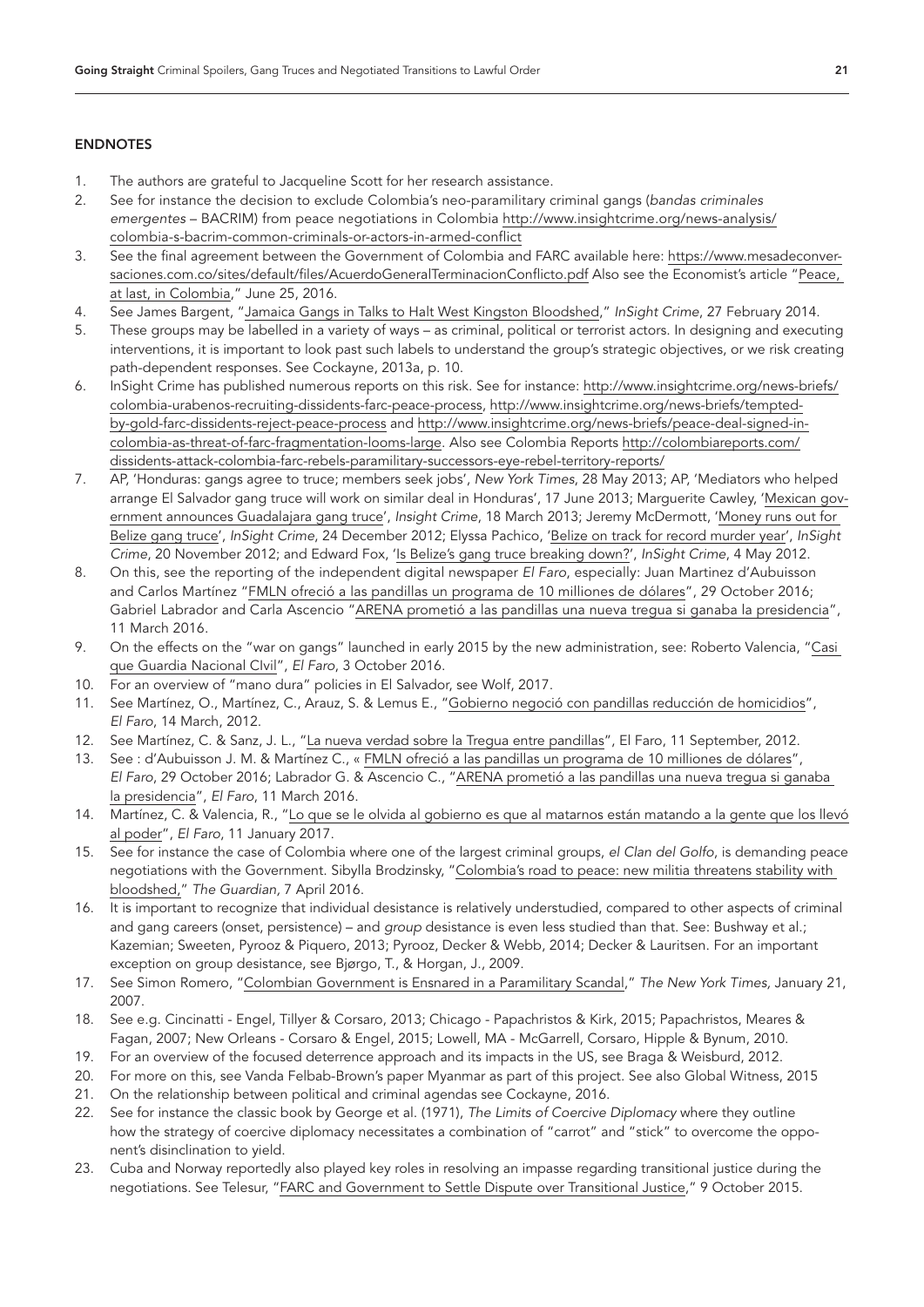## ENDNOTES

1. The authors are grateful to Jacqueline Scott for her research assistance.
2. See for instance the decision to exclude Colombia's neo-paramilitary criminal gangs (*bandas criminales emergentes* – BACRIM) from peace negotiations in Colombia http://www.insightcrime.org/news-analysis/colombia-s-bacrim-common-criminals-or-actors-in-armed-conflict
3. See the final agreement between the Government of Colombia and FARC available here: https://www.mesadeconversaciones.com.co/sites/default/files/AcuerdoGeneralTerminacionConflicto.pdf Also see the Economist's article "Peace, at last, in Colombia," June 25, 2016.
4. See James Bargent, "Jamaica Gangs in Talks to Halt West Kingston Bloodshed," *InSight Crime*, 27 February 2014.
5. These groups may be labelled in a variety of ways – as criminal, political or terrorist actors. In designing and executing interventions, it is important to look past such labels to understand the group's strategic objectives, or we risk creating path-dependent responses. See Cockayne, 2013a, p. 10.
6. InSight Crime has published numerous reports on this risk. See for instance: http://www.insightcrime.org/news-briefs/colombia-urabenos-recruiting-dissidents-farc-peace-process, http://www.insightcrime.org/news-briefs/tempted-by-gold-farc-dissidents-reject-peace-process and http://www.insightcrime.org/news-briefs/peace-deal-signed-in-colombia-as-threat-of-farc-fragmentation-looms-large. Also see Colombia Reports http://colombiareports.com/dissidents-attack-colombia-farc-rebels-paramilitary-successors-eye-rebel-territory-reports/
7. AP, 'Honduras: gangs agree to truce; members seek jobs', *New York Times*, 28 May 2013; AP, 'Mediators who helped arrange El Salvador gang truce will work on similar deal in Honduras', 17 June 2013; Marguerite Cawley, 'Mexican government announces Guadalajara gang truce', *Insight Crime*, 18 March 2013; Jeremy McDermott, 'Money runs out for Belize gang truce', *InSight Crime*, 24 December 2012; Elyssa Pachico, 'Belize on track for record murder year', *InSight Crime*, 20 November 2012; and Edward Fox, 'Is Belize's gang truce breaking down?', *InSight Crime*, 4 May 2012.
8. On this, see the reporting of the independent digital newspaper *El Faro*, especially: Juan Martinez d'Aubuisson and Carlos Martínez "FMLN ofreció a las pandillas un programa de 10 milliones de dólares", 29 October 2016; Gabriel Labrador and Carla Ascencio "ARENA prometió a las pandillas una nueva tregua si ganaba la presidencia", 11 March 2016.
9. On the effects on the "war on gangs" launched in early 2015 by the new administration, see: Roberto Valencia, "Casi que Guardia Nacional CIvil", *El Faro*, 3 October 2016.
10. For an overview of "mano dura" policies in El Salvador, see Wolf, 2017.
11. See Martínez, O., Martínez, C., Arauz, S. & Lemus E., "Gobierno negoció con pandillas reducción de homicidios", *El Faro*, 14 March, 2012.
12. See Martínez, C. & Sanz, J. L., "La nueva verdad sobre la Tregua entre pandillas", El Faro, 11 September, 2012.
13. See : d'Aubuisson J. M. & Martínez C., « FMLN ofreció a las pandillas un programa de 10 milliones de dólares", *El Faro*, 29 October 2016; Labrador G. & Ascencio C., "ARENA prometió a las pandillas una nueva tregua si ganaba la presidencia", *El Faro*, 11 March 2016.
14. Martínez, C. & Valencia, R., "Lo que se le olvida al gobierno es que al matarnos están matando a la gente que los llevó al poder", *El Faro*, 11 January 2017.
15. See for instance the case of Colombia where one of the largest criminal groups, *el Clan del Golfo*, is demanding peace negotiations with the Government. Sibylla Brodzinsky, "Colombia's road to peace: new militia threatens stability with bloodshed," *The Guardian*, 7 April 2016.
16. It is important to recognize that individual desistance is relatively understudied, compared to other aspects of criminal and gang careers (onset, persistence) – and *group* desistance is even less studied than that. See: Bushway et al.; Kazemian; Sweeten, Pyrooz & Piquero, 2013; Pyrooz, Decker & Webb, 2014; Decker & Lauritsen. For an important exception on group desistance, see Bjørgo, T., & Horgan, J., 2009.
17. See Simon Romero, "Colombian Government is Ensnared in a Paramilitary Scandal," *The New York Times*, January 21, 2007.
18. See e.g. Cincinatti - Engel, Tillyer & Corsaro, 2013; Chicago - Papachristos & Kirk, 2015; Papachristos, Meares & Fagan, 2007; New Orleans - Corsaro & Engel, 2015; Lowell, MA - McGarrell, Corsaro, Hipple & Bynum, 2010.
19. For an overview of the focused deterrence approach and its impacts in the US, see Braga & Weisburd, 2012.
20. For more on this, see Vanda Felbab-Brown's paper Myanmar as part of this project. See also Global Witness, 2015
21. On the relationship between political and criminal agendas see Cockayne, 2016.
22. See for instance the classic book by George et al. (1971), *The Limits of Coercive Diplomacy* where they outline how the strategy of coercive diplomacy necessitates a combination of "carrot" and "stick" to overcome the opponent's disinclination to yield.
23. Cuba and Norway reportedly also played key roles in resolving an impasse regarding transitional justice during the negotiations. See Telesur, "FARC and Government to Settle Dispute over Transitional Justice," 9 October 2015.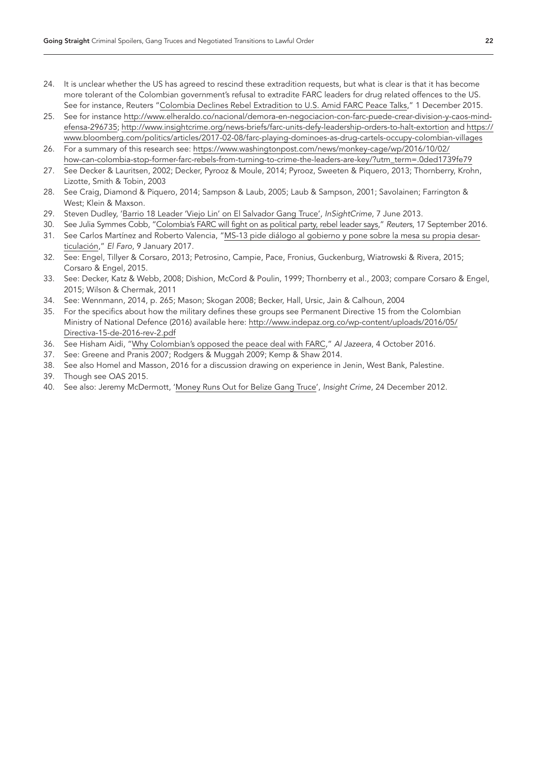24. It is unclear whether the US has agreed to rescind these extradition requests, but what is clear is that it has become more tolerant of the Colombian government's refusal to extradite FARC leaders for drug related offences to the US. See for instance, Reuters "Colombia Declines Rebel Extradition to U.S. Amid FARC Peace Talks," 1 December 2015.
25. See for instance http://www.elheraldo.co/nacional/demora-en-negociacion-con-farc-puede-crear-division-y-caos-mindefensa-296735; http://www.insightcrime.org/news-briefs/farc-units-defy-leadership-orders-to-halt-extortion and https://www.bloomberg.com/politics/articles/2017-02-08/farc-playing-dominoes-as-drug-cartels-occupy-colombian-villages
26. For a summary of this research see: https://www.washingtonpost.com/news/monkey-cage/wp/2016/10/02/how-can-colombia-stop-former-farc-rebels-from-turning-to-crime-the-leaders-are-key/?utm_term=.0ded1739fe79
27. See Decker & Lauritsen, 2002; Decker, Pyrooz & Moule, 2014; Pyrooz, Sweeten & Piquero, 2013; Thornberry, Krohn, Lizotte, Smith & Tobin, 2003
28. See Craig, Diamond & Piquero, 2014; Sampson & Laub, 2005; Laub & Sampson, 2001; Savolainen; Farrington & West; Klein & Maxson.
29. Steven Dudley, 'Barrio 18 Leader 'Viejo Lin' on El Salvador Gang Truce', *InSightCrime*, 7 June 2013.
30. See Julia Symmes Cobb, "Colombia's FARC will fight on as political party, rebel leader says," *Reuters*, 17 September 2016.
31. See Carlos Martínez and Roberto Valencia, "MS-13 pide diálogo al gobierno y pone sobre la mesa su propia desarticulación," *El Faro*, 9 January 2017.
32. See: Engel, Tillyer & Corsaro, 2013; Petrosino, Campie, Pace, Fronius, Guckenburg, Wiatrowski & Rivera, 2015; Corsaro & Engel, 2015.
33. See: Decker, Katz & Webb, 2008; Dishion, McCord & Poulin, 1999; Thornberry et al., 2003; compare Corsaro & Engel, 2015; Wilson & Chermak, 2011
34. See: Wennmann, 2014, p. 265; Mason; Skogan 2008; Becker, Hall, Ursic, Jain & Calhoun, 2004
35. For the specifics about how the military defines these groups see Permanent Directive 15 from the Colombian Ministry of National Defence (2016) available here: http://www.indepaz.org.co/wp-content/uploads/2016/05/Directiva-15-de-2016-rev-2.pdf
36. See Hisham Aidi, "Why Colombian's opposed the peace deal with FARC," *Al Jazeera*, 4 October 2016.
37. See: Greene and Pranis 2007; Rodgers & Muggah 2009; Kemp & Shaw 2014.
38. See also Homel and Masson, 2016 for a discussion drawing on experience in Jenin, West Bank, Palestine.
39. Though see OAS 2015.
40. See also: Jeremy McDermott, 'Money Runs Out for Belize Gang Truce', *Insight Crime*, 24 December 2012.